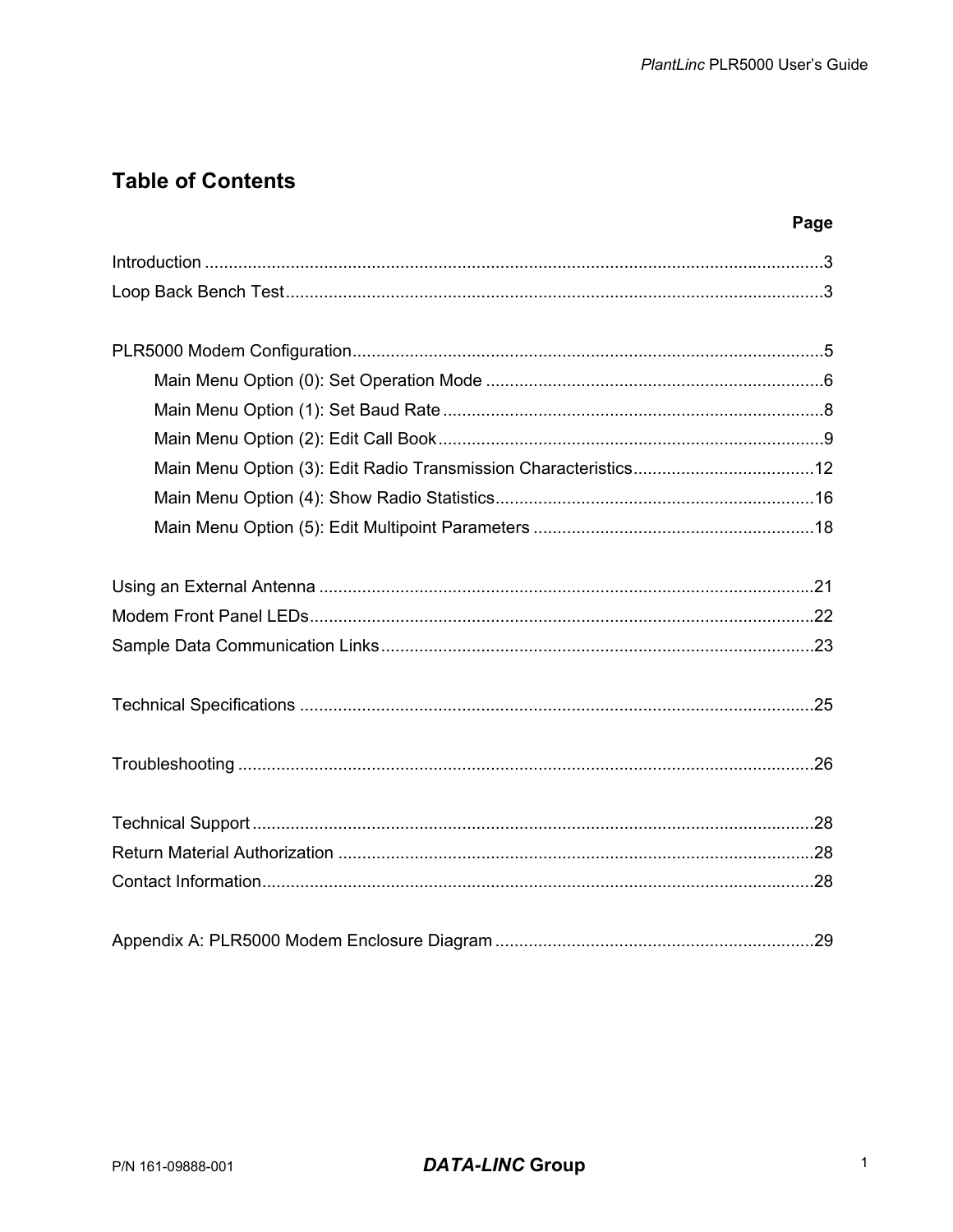# Table of Contents

| | Page |
|---|---|
| Introduction | 3 |
| Loop Back Bench Test | 3 |
| | |
| PLR5000 Modem Configuration | 5 |
| Main Menu Option (0): Set Operation Mode | 6 |
| Main Menu Option (1): Set Baud Rate | 8 |
| Main Menu Option (2): Edit Call Book | 9 |
| Main Menu Option (3): Edit Radio Transmission Characteristics | 12 |
| Main Menu Option (4): Show Radio Statistics | 16 |
| Main Menu Option (5): Edit Multipoint Parameters | 18 |
| | |
| Using an External Antenna | 21 |
| Modem Front Panel LEDs | 22 |
| Sample Data Communication Links | 23 |
| | |
| Technical Specifications | 25 |
| | |
| Troubleshooting | 26 |
| | |
| Technical Support | 28 |
| Return Material Authorization | 28 |
| Contact Information | 28 |
| | |
| Appendix A: PLR5000 Modem Enclosure Diagram | 29 |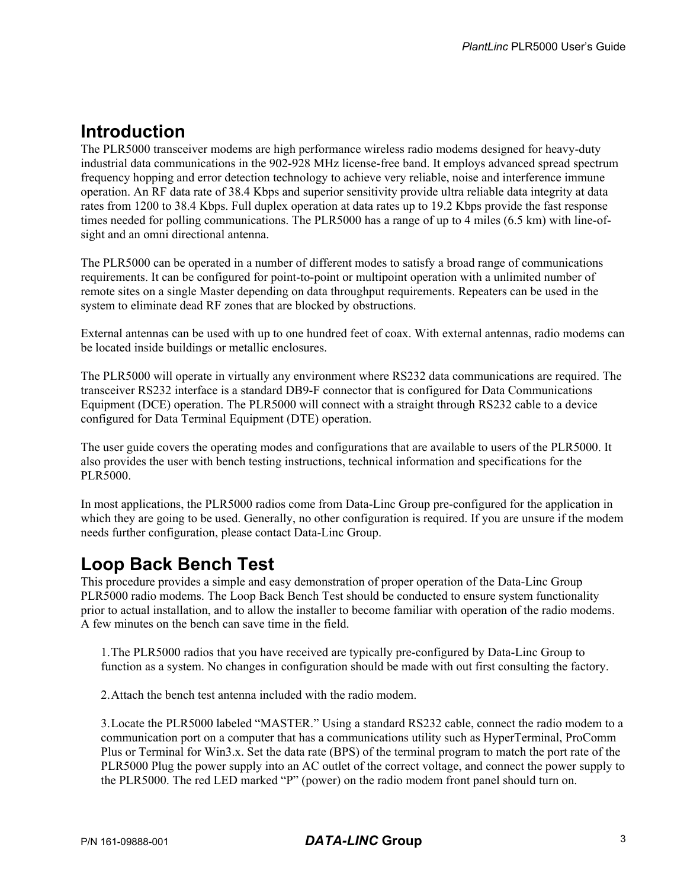# Introduction

The PLR5000 transceiver modems are high performance wireless radio modems designed for heavy-duty industrial data communications in the 902-928 MHz license-free band. It employs advanced spread spectrum frequency hopping and error detection technology to achieve very reliable, noise and interference immune operation. An RF data rate of 38.4 Kbps and superior sensitivity provide ultra reliable data integrity at data rates from 1200 to 38.4 Kbps. Full duplex operation at data rates up to 19.2 Kbps provide the fast response times needed for polling communications. The PLR5000 has a range of up to 4 miles (6.5 km) with line-of-sight and an omni directional antenna.

The PLR5000 can be operated in a number of different modes to satisfy a broad range of communications requirements. It can be configured for point-to-point or multipoint operation with a unlimited number of remote sites on a single Master depending on data throughput requirements. Repeaters can be used in the system to eliminate dead RF zones that are blocked by obstructions.

External antennas can be used with up to one hundred feet of coax. With external antennas, radio modems can be located inside buildings or metallic enclosures.

The PLR5000 will operate in virtually any environment where RS232 data communications are required. The transceiver RS232 interface is a standard DB9-F connector that is configured for Data Communications Equipment (DCE) operation. The PLR5000 will connect with a straight through RS232 cable to a device configured for Data Terminal Equipment (DTE) operation.

The user guide covers the operating modes and configurations that are available to users of the PLR5000. It also provides the user with bench testing instructions, technical information and specifications for the PLR5000.

In most applications, the PLR5000 radios come from Data-Linc Group pre-configured for the application in which they are going to be used. Generally, no other configuration is required. If you are unsure if the modem needs further configuration, please contact Data-Linc Group.

# Loop Back Bench Test

This procedure provides a simple and easy demonstration of proper operation of the Data-Linc Group PLR5000 radio modems. The Loop Back Bench Test should be conducted to ensure system functionality prior to actual installation, and to allow the installer to become familiar with operation of the radio modems. A few minutes on the bench can save time in the field.

1. The PLR5000 radios that you have received are typically pre-configured by Data-Linc Group to function as a system. No changes in configuration should be made with out first consulting the factory.

2. Attach the bench test antenna included with the radio modem.

3. Locate the PLR5000 labeled “MASTER.” Using a standard RS232 cable, connect the radio modem to a communication port on a computer that has a communications utility such as HyperTerminal, ProComm Plus or Terminal for Win3.x. Set the data rate (BPS) of the terminal program to match the port rate of the PLR5000 Plug the power supply into an AC outlet of the correct voltage, and connect the power supply to the PLR5000. The red LED marked “P” (power) on the radio modem front panel should turn on.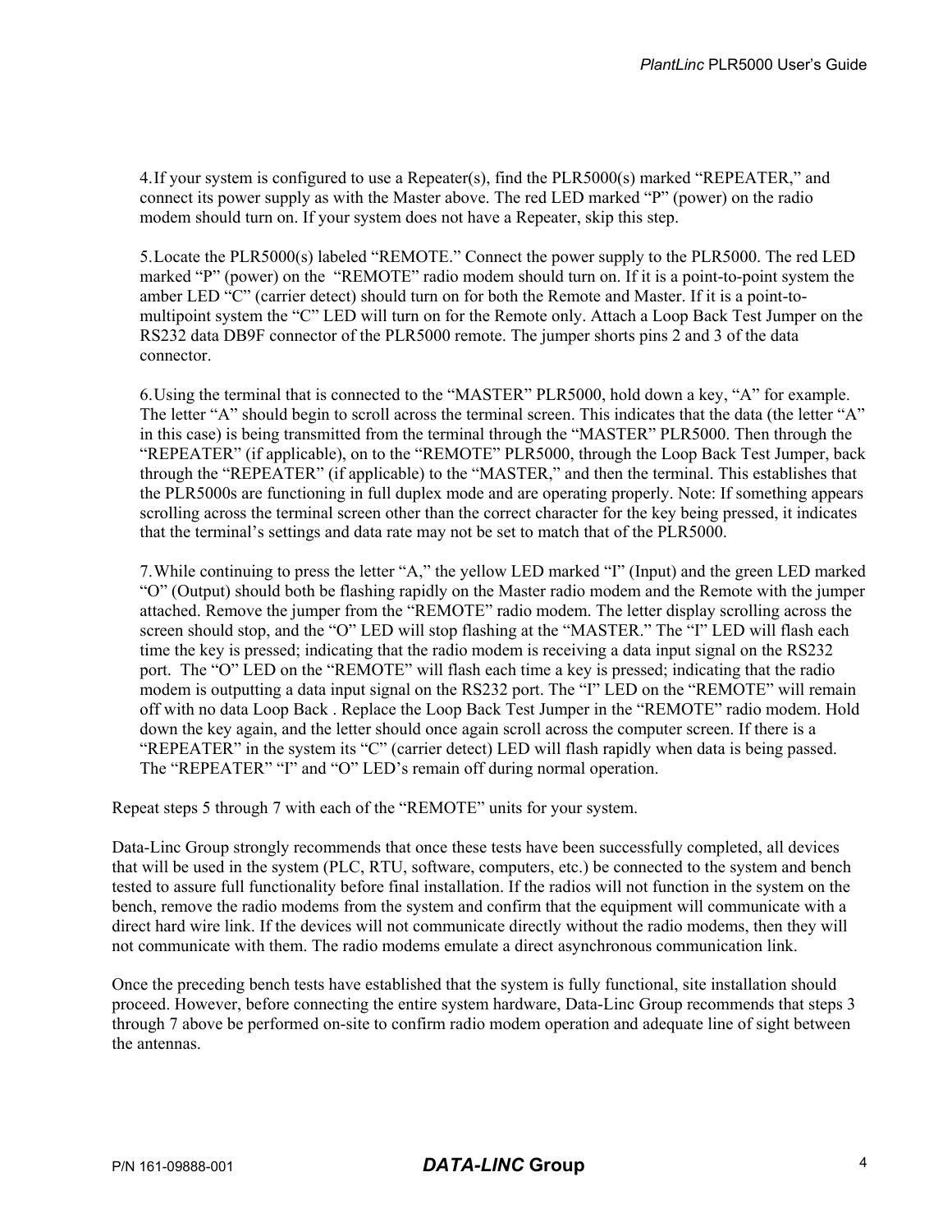4. If your system is configured to use a Repeater(s), find the PLR5000(s) marked “REPEATER,” and connect its power supply as with the Master above. The red LED marked “P” (power) on the radio modem should turn on. If your system does not have a Repeater, skip this step.

5. Locate the PLR5000(s) labeled “REMOTE.” Connect the power supply to the PLR5000. The red LED marked “P” (power) on the “REMOTE” radio modem should turn on. If it is a point-to-point system the amber LED “C” (carrier detect) should turn on for both the Remote and Master. If it is a point-to-multipoint system the “C” LED will turn on for the Remote only. Attach a Loop Back Test Jumper on the RS232 data DB9F connector of the PLR5000 remote. The jumper shorts pins 2 and 3 of the data connector.

6. Using the terminal that is connected to the “MASTER” PLR5000, hold down a key, “A” for example. The letter “A” should begin to scroll across the terminal screen. This indicates that the data (the letter “A” in this case) is being transmitted from the terminal through the “MASTER” PLR5000. Then through the “REPEATER” (if applicable), on to the “REMOTE” PLR5000, through the Loop Back Test Jumper, back through the “REPEATER” (if applicable) to the “MASTER,” and then the terminal. This establishes that the PLR5000s are functioning in full duplex mode and are operating properly. Note: If something appears scrolling across the terminal screen other than the correct character for the key being pressed, it indicates that the terminal’s settings and data rate may not be set to match that of the PLR5000.

7. While continuing to press the letter “A,” the yellow LED marked “I” (Input) and the green LED marked “O” (Output) should both be flashing rapidly on the Master radio modem and the Remote with the jumper attached. Remove the jumper from the “REMOTE” radio modem. The letter display scrolling across the screen should stop, and the “O” LED will stop flashing at the “MASTER.” The “I” LED will flash each time the key is pressed; indicating that the radio modem is receiving a data input signal on the RS232 port. The “O” LED on the “REMOTE” will flash each time a key is pressed; indicating that the radio modem is outputting a data input signal on the RS232 port. The “I” LED on the “REMOTE” will remain off with no data Loop Back . Replace the Loop Back Test Jumper in the “REMOTE” radio modem. Hold down the key again, and the letter should once again scroll across the computer screen. If there is a “REPEATER” in the system its “C” (carrier detect) LED will flash rapidly when data is being passed. The “REPEATER” “I” and “O” LED’s remain off during normal operation.

Repeat steps 5 through 7 with each of the “REMOTE” units for your system.

Data-Linc Group strongly recommends that once these tests have been successfully completed, all devices that will be used in the system (PLC, RTU, software, computers, etc.) be connected to the system and bench tested to assure full functionality before final installation. If the radios will not function in the system on the bench, remove the radio modems from the system and confirm that the equipment will communicate with a direct hard wire link. If the devices will not communicate directly without the radio modems, then they will not communicate with them. The radio modems emulate a direct asynchronous communication link.

Once the preceding bench tests have established that the system is fully functional, site installation should proceed. However, before connecting the entire system hardware, Data-Linc Group recommends that steps 3 through 7 above be performed on-site to confirm radio modem operation and adequate line of sight between the antennas.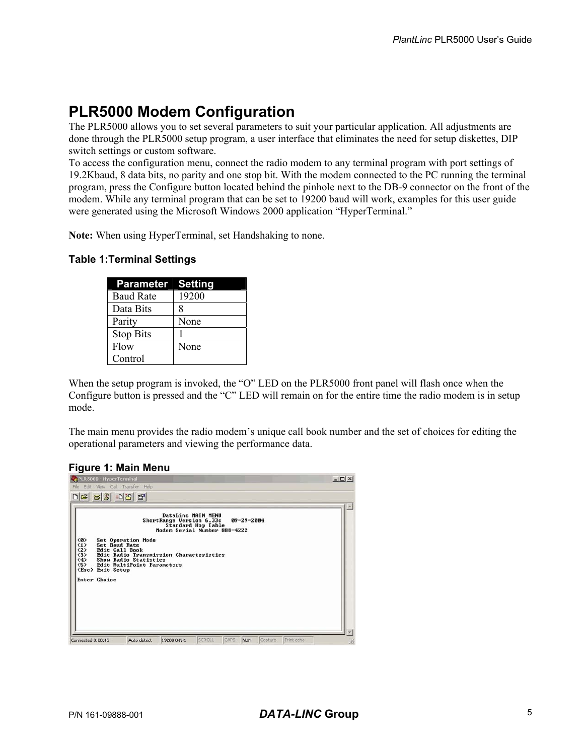# PLR5000 Modem Configuration

The PLR5000 allows you to set several parameters to suit your particular application. All adjustments are done through the PLR5000 setup program, a user interface that eliminates the need for setup diskettes, DIP switch settings or custom software.

To access the configuration menu, connect the radio modem to any terminal program with port settings of 19.2Kbaud, 8 data bits, no parity and one stop bit. With the modem connected to the PC running the terminal program, press the Configure button located behind the pinhole next to the DB-9 connector on the front of the modem. While any terminal program that can be set to 19200 baud will work, examples for this user guide were generated using the Microsoft Windows 2000 application "HyperTerminal."

**Note:** When using HyperTerminal, set Handshaking to none.

### Table 1:Terminal Settings

| Parameter | Setting |
|---|---|
| Baud Rate | 19200 |
| Data Bits | 8 |
| Parity | None |
| Stop Bits | 1 |
| Flow Control | None |

When the setup program is invoked, the "O" LED on the PLR5000 front panel will flash once when the Configure button is pressed and the "C" LED will remain on for the entire time the radio modem is in setup mode.

The main menu provides the radio modem's unique call book number and the set of choices for editing the operational parameters and viewing the performance data.

### Figure 1: Main Menu

```
DataLinc MAIN MENU
ShortRange Version 6.33c   09-29-2004
Standard Hop Table
Modem Serial Number 888-4222

<0>   Set Operation Mode
<1>   Set Baud Rate
<2>   Edit Call Book
<3>   Edit Radio Transmission Characteristics
<4>   Show Radio Statistics
<5>   Edit MultiPoint Parameters
<Esc> Exit Setup

Enter Choice
```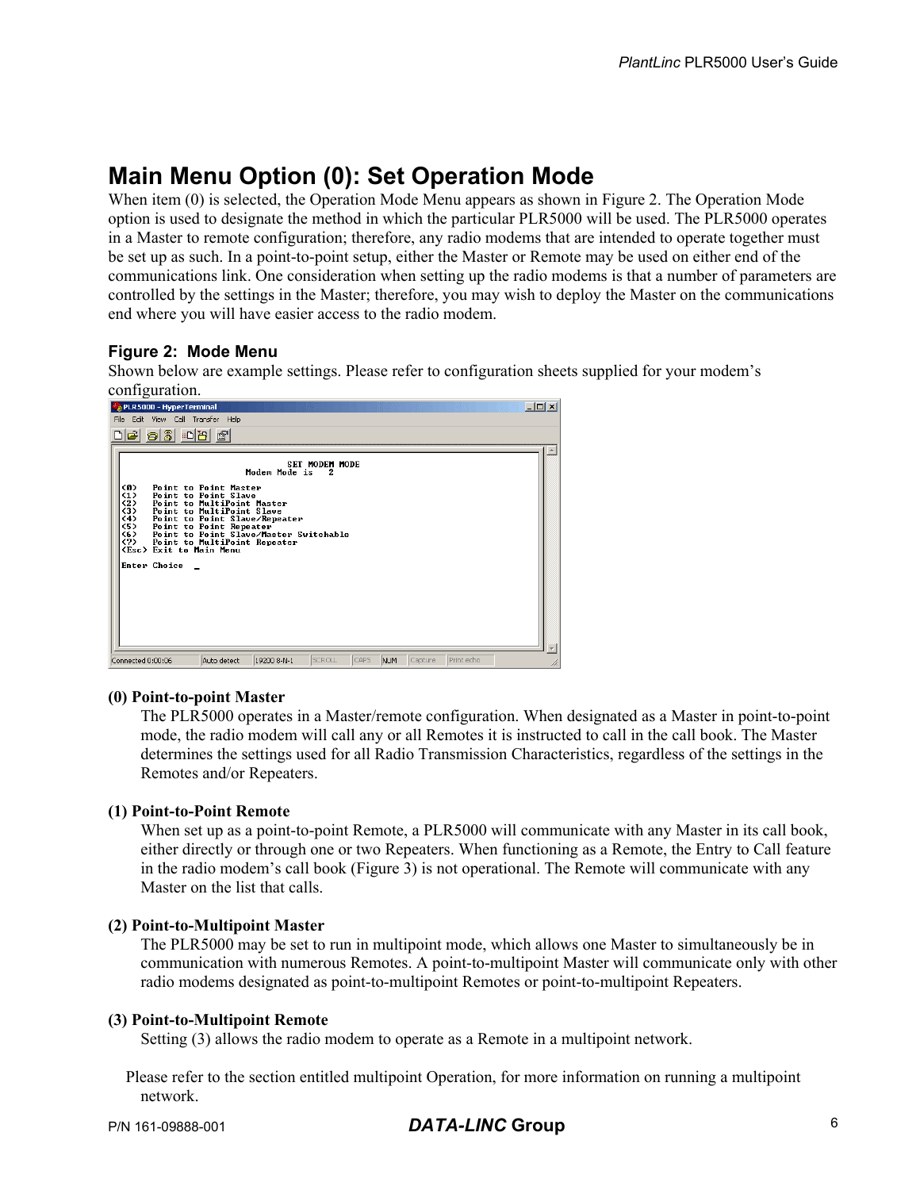## Main Menu Option (0): Set Operation Mode

When item (0) is selected, the Operation Mode Menu appears as shown in Figure 2. The Operation Mode option is used to designate the method in which the particular PLR5000 will be used. The PLR5000 operates in a Master to remote configuration; therefore, any radio modems that are intended to operate together must be set up as such. In a point-to-point setup, either the Master or Remote may be used on either end of the communications link. One consideration when setting up the radio modems is that a number of parameters are controlled by the settings in the Master; therefore, you may wish to deploy the Master on the communications end where you will have easier access to the radio modem.

**Figure 2: Mode Menu**

Shown below are example settings. Please refer to configuration sheets supplied for your modem's configuration.

```
                         SET MODEM MODE
                      Modem Mode is   2

<0>    Point to Point Master
<1>    Point to Point Slave
<2>    Point to MultiPoint Master
<3>    Point to MultiPoint Slave
<4>    Point to Point Slave/Repeater
<5>    Point to Point Repeater
<6>    Point to Point Slave/Master Switchable
<7>    Point to MultiPoint Repeater
<Esc>  Exit to Main Menu

Enter Choice  _
```

**(0) Point-to-point Master**

The PLR5000 operates in a Master/remote configuration. When designated as a Master in point-to-point mode, the radio modem will call any or all Remotes it is instructed to call in the call book. The Master determines the settings used for all Radio Transmission Characteristics, regardless of the settings in the Remotes and/or Repeaters.

**(1) Point-to-Point Remote**

When set up as a point-to-point Remote, a PLR5000 will communicate with any Master in its call book, either directly or through one or two Repeaters. When functioning as a Remote, the Entry to Call feature in the radio modem's call book (Figure 3) is not operational. The Remote will communicate with any Master on the list that calls.

**(2) Point-to-Multipoint Master**

The PLR5000 may be set to run in multipoint mode, which allows one Master to simultaneously be in communication with numerous Remotes. A point-to-multipoint Master will communicate only with other radio modems designated as point-to-multipoint Remotes or point-to-multipoint Repeaters.

**(3) Point-to-Multipoint Remote**

Setting (3) allows the radio modem to operate as a Remote in a multipoint network.

Please refer to the section entitled multipoint Operation, for more information on running a multipoint network.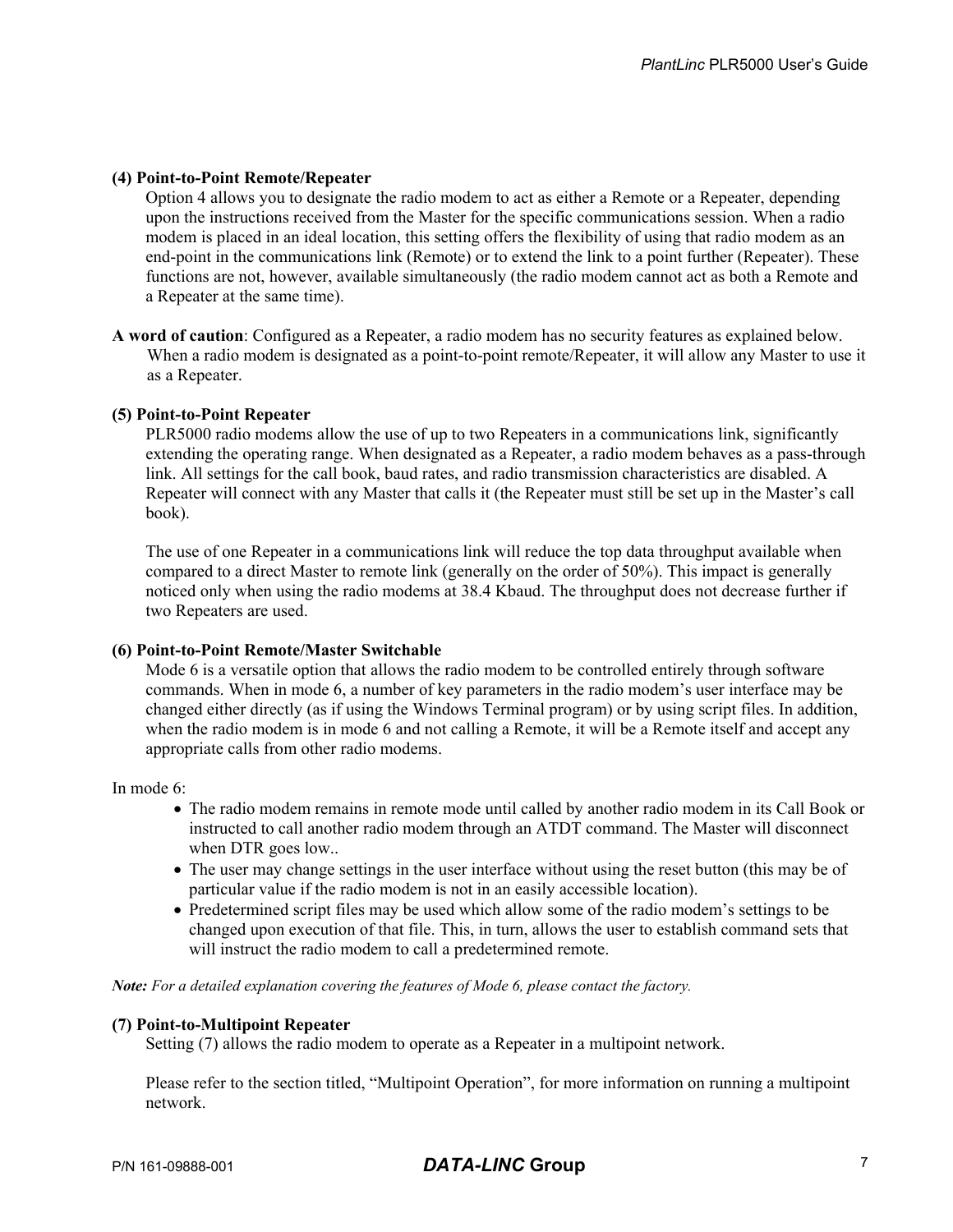**(4) Point-to-Point Remote/Repeater**

Option 4 allows you to designate the radio modem to act as either a Remote or a Repeater, depending upon the instructions received from the Master for the specific communications session. When a radio modem is placed in an ideal location, this setting offers the flexibility of using that radio modem as an end-point in the communications link (Remote) or to extend the link to a point further (Repeater). These functions are not, however, available simultaneously (the radio modem cannot act as both a Remote and a Repeater at the same time).

**A word of caution**: Configured as a Repeater, a radio modem has no security features as explained below. When a radio modem is designated as a point-to-point remote/Repeater, it will allow any Master to use it as a Repeater.

**(5) Point-to-Point Repeater**

PLR5000 radio modems allow the use of up to two Repeaters in a communications link, significantly extending the operating range. When designated as a Repeater, a radio modem behaves as a pass-through link. All settings for the call book, baud rates, and radio transmission characteristics are disabled. A Repeater will connect with any Master that calls it (the Repeater must still be set up in the Master's call book).

The use of one Repeater in a communications link will reduce the top data throughput available when compared to a direct Master to remote link (generally on the order of 50%). This impact is generally noticed only when using the radio modems at 38.4 Kbaud. The throughput does not decrease further if two Repeaters are used.

**(6) Point-to-Point Remote/Master Switchable**

Mode 6 is a versatile option that allows the radio modem to be controlled entirely through software commands. When in mode 6, a number of key parameters in the radio modem's user interface may be changed either directly (as if using the Windows Terminal program) or by using script files. In addition, when the radio modem is in mode 6 and not calling a Remote, it will be a Remote itself and accept any appropriate calls from other radio modems.

In mode 6:

- The radio modem remains in remote mode until called by another radio modem in its Call Book or instructed to call another radio modem through an ATDT command. The Master will disconnect when DTR goes low..
- The user may change settings in the user interface without using the reset button (this may be of particular value if the radio modem is not in an easily accessible location).
- Predetermined script files may be used which allow some of the radio modem's settings to be changed upon execution of that file. This, in turn, allows the user to establish command sets that will instruct the radio modem to call a predetermined remote.

***Note:*** *For a detailed explanation covering the features of Mode 6, please contact the factory.*

**(7) Point-to-Multipoint Repeater**

Setting (7) allows the radio modem to operate as a Repeater in a multipoint network.

Please refer to the section titled, "Multipoint Operation", for more information on running a multipoint network.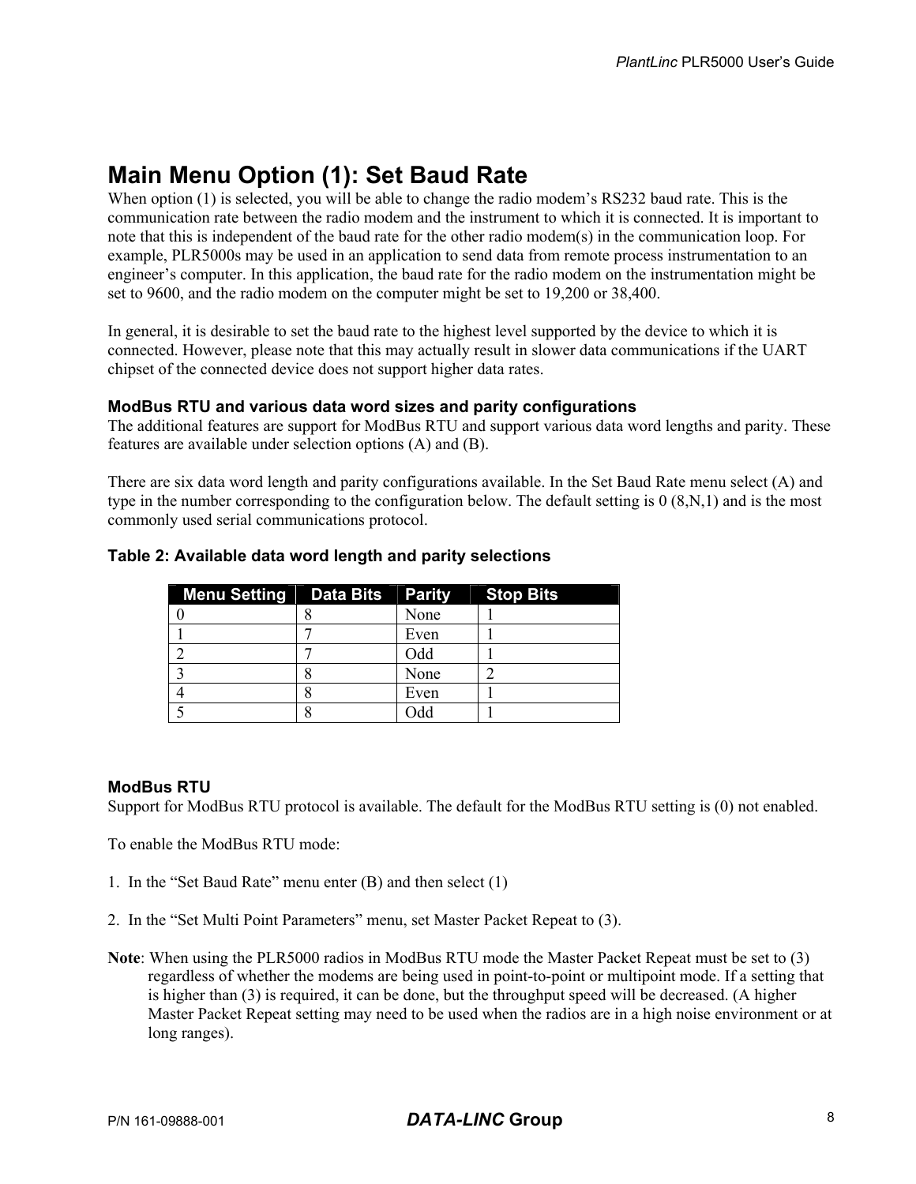# Main Menu Option (1): Set Baud Rate

When option (1) is selected, you will be able to change the radio modem's RS232 baud rate. This is the communication rate between the radio modem and the instrument to which it is connected. It is important to note that this is independent of the baud rate for the other radio modem(s) in the communication loop. For example, PLR5000s may be used in an application to send data from remote process instrumentation to an engineer's computer. In this application, the baud rate for the radio modem on the instrumentation might be set to 9600, and the radio modem on the computer might be set to 19,200 or 38,400.

In general, it is desirable to set the baud rate to the highest level supported by the device to which it is connected. However, please note that this may actually result in slower data communications if the UART chipset of the connected device does not support higher data rates.

### ModBus RTU and various data word sizes and parity configurations

The additional features are support for ModBus RTU and support various data word lengths and parity. These features are available under selection options (A) and (B).

There are six data word length and parity configurations available. In the Set Baud Rate menu select (A) and type in the number corresponding to the configuration below. The default setting is 0 (8,N,1) and is the most commonly used serial communications protocol.

**Table 2: Available data word length and parity selections**

| Menu Setting | Data Bits | Parity | Stop Bits |
|---|---|---|---|
| 0 | 8 | None | 1 |
| 1 | 7 | Even | 1 |
| 2 | 7 | Odd | 1 |
| 3 | 8 | None | 2 |
| 4 | 8 | Even | 1 |
| 5 | 8 | Odd | 1 |

### ModBus RTU

Support for ModBus RTU protocol is available. The default for the ModBus RTU setting is (0) not enabled.

To enable the ModBus RTU mode:

1. In the "Set Baud Rate" menu enter (B) and then select (1)

2. In the "Set Multi Point Parameters" menu, set Master Packet Repeat to (3).

**Note**: When using the PLR5000 radios in ModBus RTU mode the Master Packet Repeat must be set to (3) regardless of whether the modems are being used in point-to-point or multipoint mode. If a setting that is higher than (3) is required, it can be done, but the throughput speed will be decreased. (A higher Master Packet Repeat setting may need to be used when the radios are in a high noise environment or at long ranges).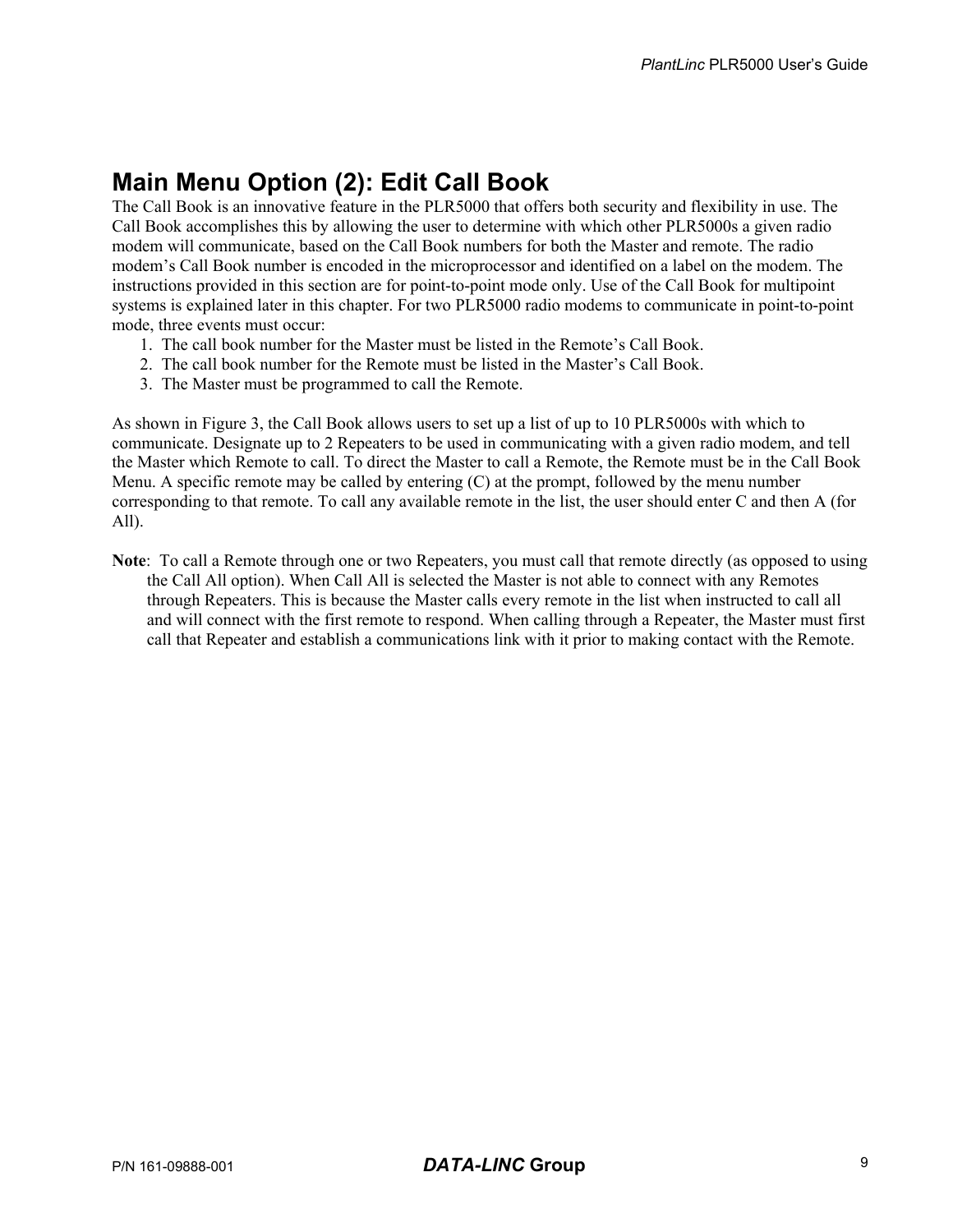## Main Menu Option (2): Edit Call Book

The Call Book is an innovative feature in the PLR5000 that offers both security and flexibility in use. The Call Book accomplishes this by allowing the user to determine with which other PLR5000s a given radio modem will communicate, based on the Call Book numbers for both the Master and remote. The radio modem's Call Book number is encoded in the microprocessor and identified on a label on the modem. The instructions provided in this section are for point-to-point mode only. Use of the Call Book for multipoint systems is explained later in this chapter. For two PLR5000 radio modems to communicate in point-to-point mode, three events must occur:

1. The call book number for the Master must be listed in the Remote's Call Book.
2. The call book number for the Remote must be listed in the Master's Call Book.
3. The Master must be programmed to call the Remote.

As shown in Figure 3, the Call Book allows users to set up a list of up to 10 PLR5000s with which to communicate. Designate up to 2 Repeaters to be used in communicating with a given radio modem, and tell the Master which Remote to call. To direct the Master to call a Remote, the Remote must be in the Call Book Menu. A specific remote may be called by entering (C) at the prompt, followed by the menu number corresponding to that remote. To call any available remote in the list, the user should enter C and then A (for All).

**Note**: To call a Remote through one or two Repeaters, you must call that remote directly (as opposed to using the Call All option). When Call All is selected the Master is not able to connect with any Remotes through Repeaters. This is because the Master calls every remote in the list when instructed to call all and will connect with the first remote to respond. When calling through a Repeater, the Master must first call that Repeater and establish a communications link with it prior to making contact with the Remote.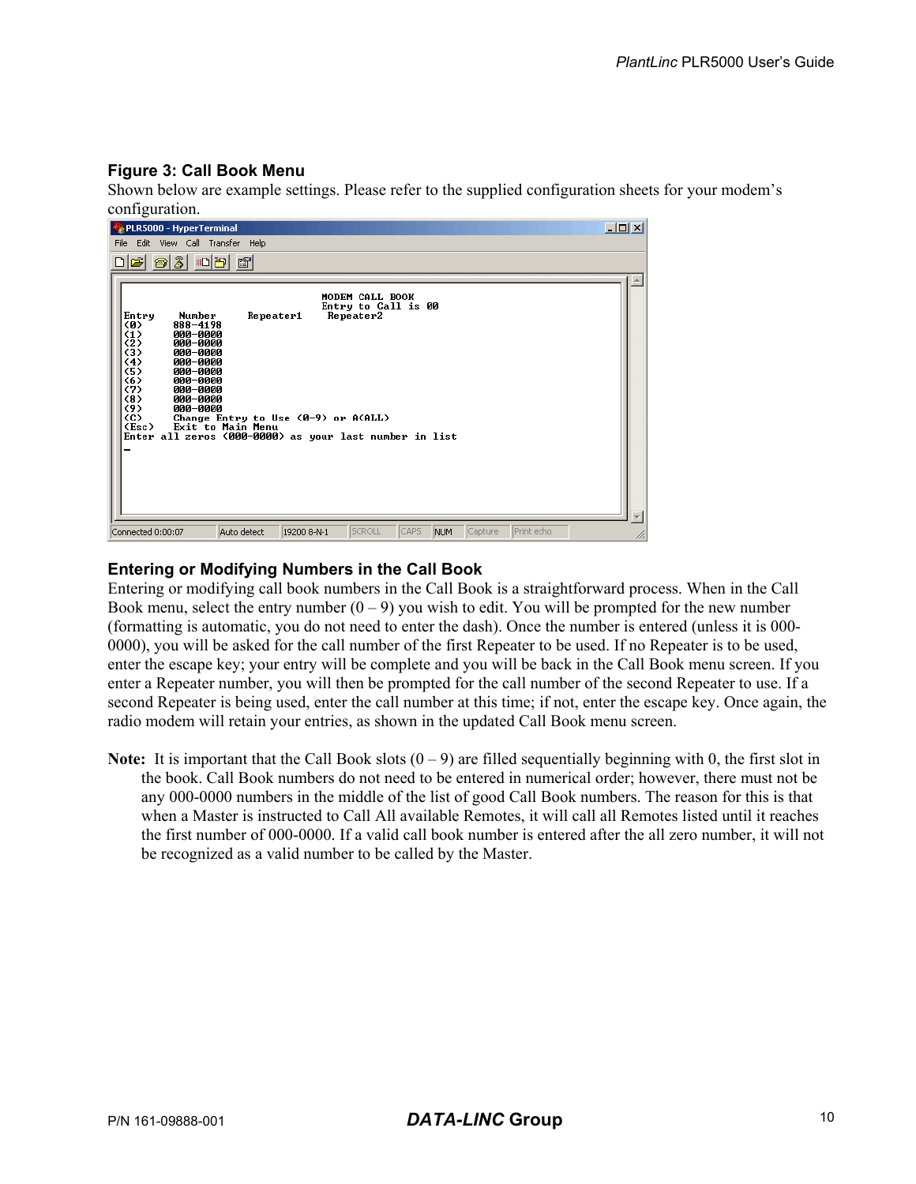### Figure 3: Call Book Menu

Shown below are example settings. Please refer to the supplied configuration sheets for your modem's configuration.

```
                              MODEM CALL BOOK
                              Entry to Call is 00
Entry    Number     Repeater1    Repeater2
(0)      888-4198
(1)      000-0000
(2)      000-0000
(3)      000-0000
(4)      000-0000
(5)      000-0000
(6)      000-0000
(7)      000-0000
(8)      000-0000
(9)      000-0000
(C)      Change Entry to Use (0-9) or A(ALL)
(Esc)    Exit to Main Menu
Enter all zeros (000-0000) as your last number in list
_
```

### Entering or Modifying Numbers in the Call Book

Entering or modifying call book numbers in the Call Book is a straightforward process. When in the Call Book menu, select the entry number (0 – 9) you wish to edit. You will be prompted for the new number (formatting is automatic, you do not need to enter the dash). Once the number is entered (unless it is 000-0000), you will be asked for the call number of the first Repeater to be used. If no Repeater is to be used, enter the escape key; your entry will be complete and you will be back in the Call Book menu screen. If you enter a Repeater number, you will then be prompted for the call number of the second Repeater to use. If a second Repeater is being used, enter the call number at this time; if not, enter the escape key. Once again, the radio modem will retain your entries, as shown in the updated Call Book menu screen.

**Note:** It is important that the Call Book slots (0 – 9) are filled sequentially beginning with 0, the first slot in the book. Call Book numbers do not need to be entered in numerical order; however, there must not be any 000-0000 numbers in the middle of the list of good Call Book numbers. The reason for this is that when a Master is instructed to Call All available Remotes, it will call all Remotes listed until it reaches the first number of 000-0000. If a valid call book number is entered after the all zero number, it will not be recognized as a valid number to be called by the Master.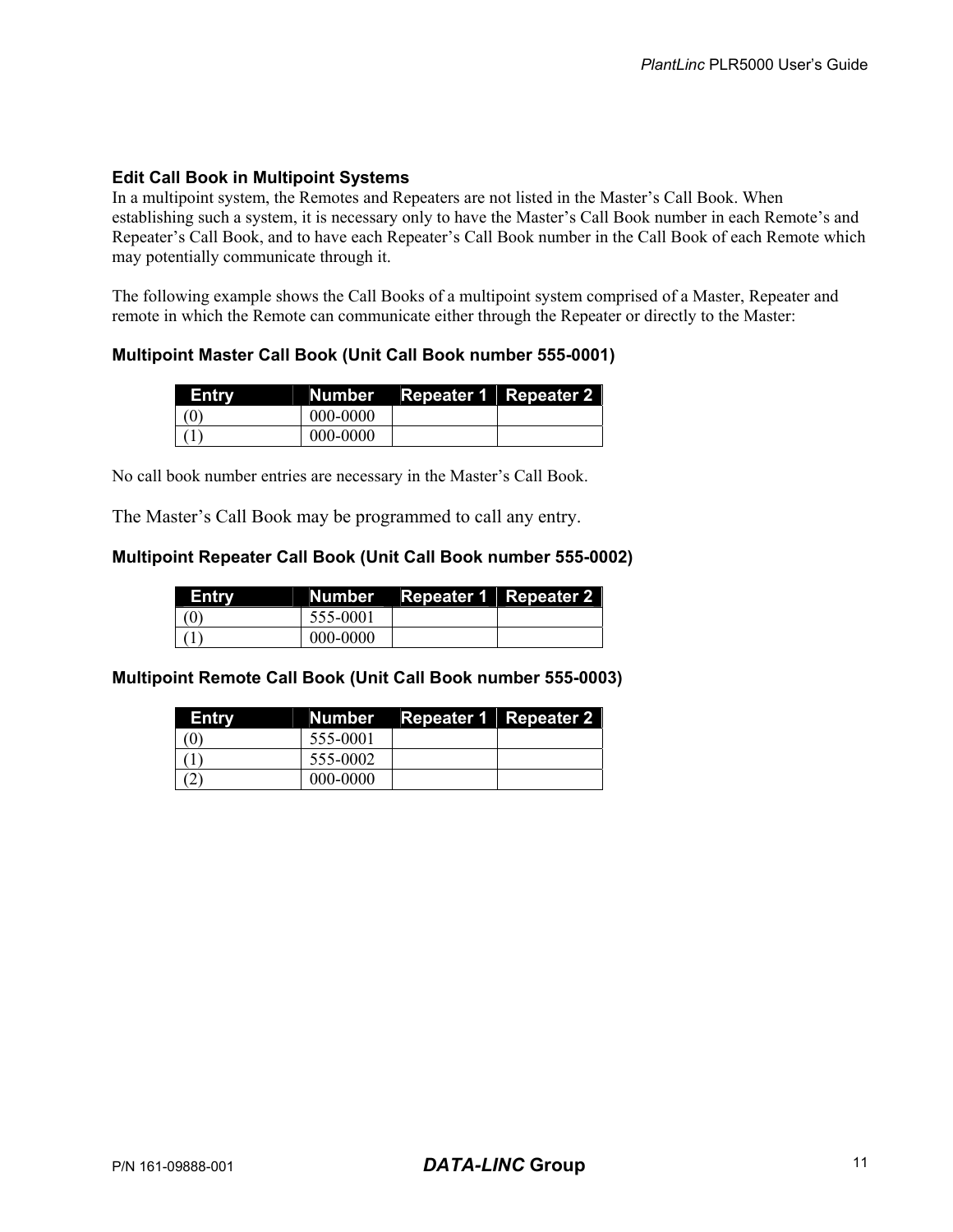## Edit Call Book in Multipoint Systems

In a multipoint system, the Remotes and Repeaters are not listed in the Master's Call Book. When establishing such a system, it is necessary only to have the Master's Call Book number in each Remote's and Repeater's Call Book, and to have each Repeater's Call Book number in the Call Book of each Remote which may potentially communicate through it.

The following example shows the Call Books of a multipoint system comprised of a Master, Repeater and remote in which the Remote can communicate either through the Repeater or directly to the Master:

### Multipoint Master Call Book (Unit Call Book number 555-0001)

| Entry | Number | Repeater 1 | Repeater 2 |
|---|---|---|---|
| (0) | 000-0000 | | |
| (1) | 000-0000 | | |

No call book number entries are necessary in the Master's Call Book.

The Master's Call Book may be programmed to call any entry.

### Multipoint Repeater Call Book (Unit Call Book number 555-0002)

| Entry | Number | Repeater 1 | Repeater 2 |
|---|---|---|---|
| (0) | 555-0001 | | |
| (1) | 000-0000 | | |

### Multipoint Remote Call Book (Unit Call Book number 555-0003)

| Entry | Number | Repeater 1 | Repeater 2 |
|---|---|---|---|
| (0) | 555-0001 | | |
| (1) | 555-0002 | | |
| (2) | 000-0000 | | |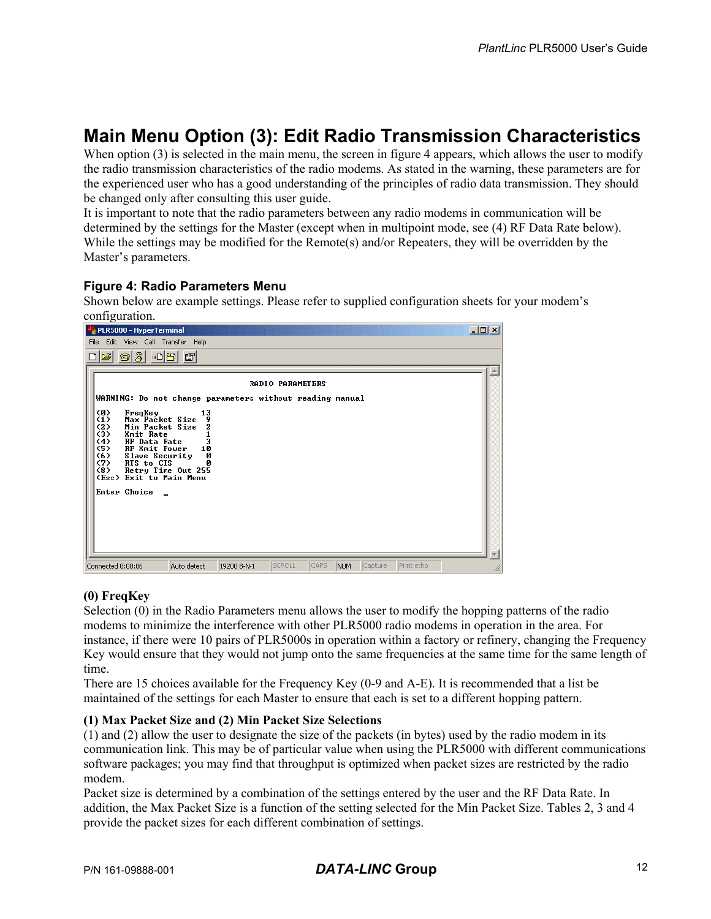# Main Menu Option (3): Edit Radio Transmission Characteristics

When option (3) is selected in the main menu, the screen in figure 4 appears, which allows the user to modify the radio transmission characteristics of the radio modems. As stated in the warning, these parameters are for the experienced user who has a good understanding of the principles of radio data transmission. They should be changed only after consulting this user guide.

It is important to note that the radio parameters between any radio modems in communication will be determined by the settings for the Master (except when in multipoint mode, see (4) RF Data Rate below). While the settings may be modified for the Remote(s) and/or Repeaters, they will be overridden by the Master's parameters.

### Figure 4: Radio Parameters Menu

Shown below are example settings. Please refer to supplied configuration sheets for your modem's configuration.

```
PLR5000 - HyperTerminal
File  Edit  View  Call  Transfer  Help

                              RADIO PARAMETERS

WARNING: Do not change parameters without reading manual

(0)   FreqKey         13
(1)   Max Packet Size  9
(2)   Min Packet Size  2
(3)   Xmit Rate        1
(4)   RF Data Rate     3
(5)   RF Xmit Power   10
(6)   Slave Security   0
(7)   RTS to CTS       0
(8)   Retry Time Out 255
(Esc) Exit to Main Menu

Enter Choice  _

Connected 0:00:06   Auto detect   19200 8-N-1   SCROLL   CAPS   NUM   Capture   Print echo
```

**(0) FreqKey**

Selection (0) in the Radio Parameters menu allows the user to modify the hopping patterns of the radio modems to minimize the interference with other PLR5000 radio modems in operation in the area. For instance, if there were 10 pairs of PLR5000s in operation within a factory or refinery, changing the Frequency Key would ensure that they would not jump onto the same frequencies at the same time for the same length of time.

There are 15 choices available for the Frequency Key (0-9 and A-E). It is recommended that a list be maintained of the settings for each Master to ensure that each is set to a different hopping pattern.

**(1) Max Packet Size and (2) Min Packet Size Selections**

(1) and (2) allow the user to designate the size of the packets (in bytes) used by the radio modem in its communication link. This may be of particular value when using the PLR5000 with different communications software packages; you may find that throughput is optimized when packet sizes are restricted by the radio modem.

Packet size is determined by a combination of the settings entered by the user and the RF Data Rate. In addition, the Max Packet Size is a function of the setting selected for the Min Packet Size. Tables 2, 3 and 4 provide the packet sizes for each different combination of settings.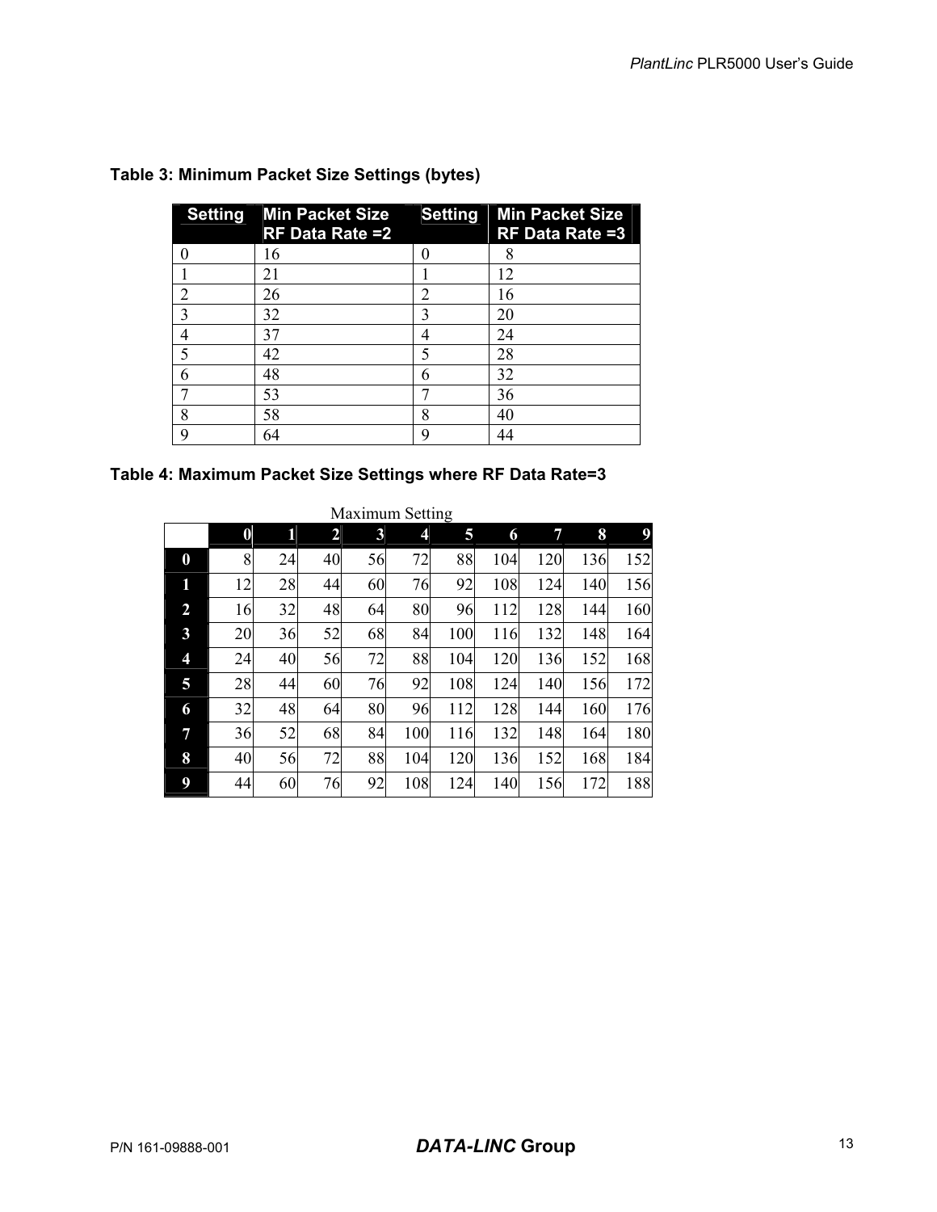**Table 3: Minimum Packet Size Settings (bytes)**

| Setting | Min Packet Size RF Data Rate =2 | Setting | Min Packet Size RF Data Rate =3 |
|---|---|---|---|
| 0 | 16 | 0 | 8 |
| 1 | 21 | 1 | 12 |
| 2 | 26 | 2 | 16 |
| 3 | 32 | 3 | 20 |
| 4 | 37 | 4 | 24 |
| 5 | 42 | 5 | 28 |
| 6 | 48 | 6 | 32 |
| 7 | 53 | 7 | 36 |
| 8 | 58 | 8 | 40 |
| 9 | 64 | 9 | 44 |

**Table 4: Maximum Packet Size Settings where RF Data Rate=3**

Maximum Setting

| | 0 | 1 | 2 | 3 | 4 | 5 | 6 | 7 | 8 | 9 |
|---|---|---|---|---|---|---|---|---|---|---|
| **0** | 8 | 24 | 40 | 56 | 72 | 88 | 104 | 120 | 136 | 152 |
| **1** | 12 | 28 | 44 | 60 | 76 | 92 | 108 | 124 | 140 | 156 |
| **2** | 16 | 32 | 48 | 64 | 80 | 96 | 112 | 128 | 144 | 160 |
| **3** | 20 | 36 | 52 | 68 | 84 | 100 | 116 | 132 | 148 | 164 |
| **4** | 24 | 40 | 56 | 72 | 88 | 104 | 120 | 136 | 152 | 168 |
| **5** | 28 | 44 | 60 | 76 | 92 | 108 | 124 | 140 | 156 | 172 |
| **6** | 32 | 48 | 64 | 80 | 96 | 112 | 128 | 144 | 160 | 176 |
| **7** | 36 | 52 | 68 | 84 | 100 | 116 | 132 | 148 | 164 | 180 |
| **8** | 40 | 56 | 72 | 88 | 104 | 120 | 136 | 152 | 168 | 184 |
| **9** | 44 | 60 | 76 | 92 | 108 | 124 | 140 | 156 | 172 | 188 |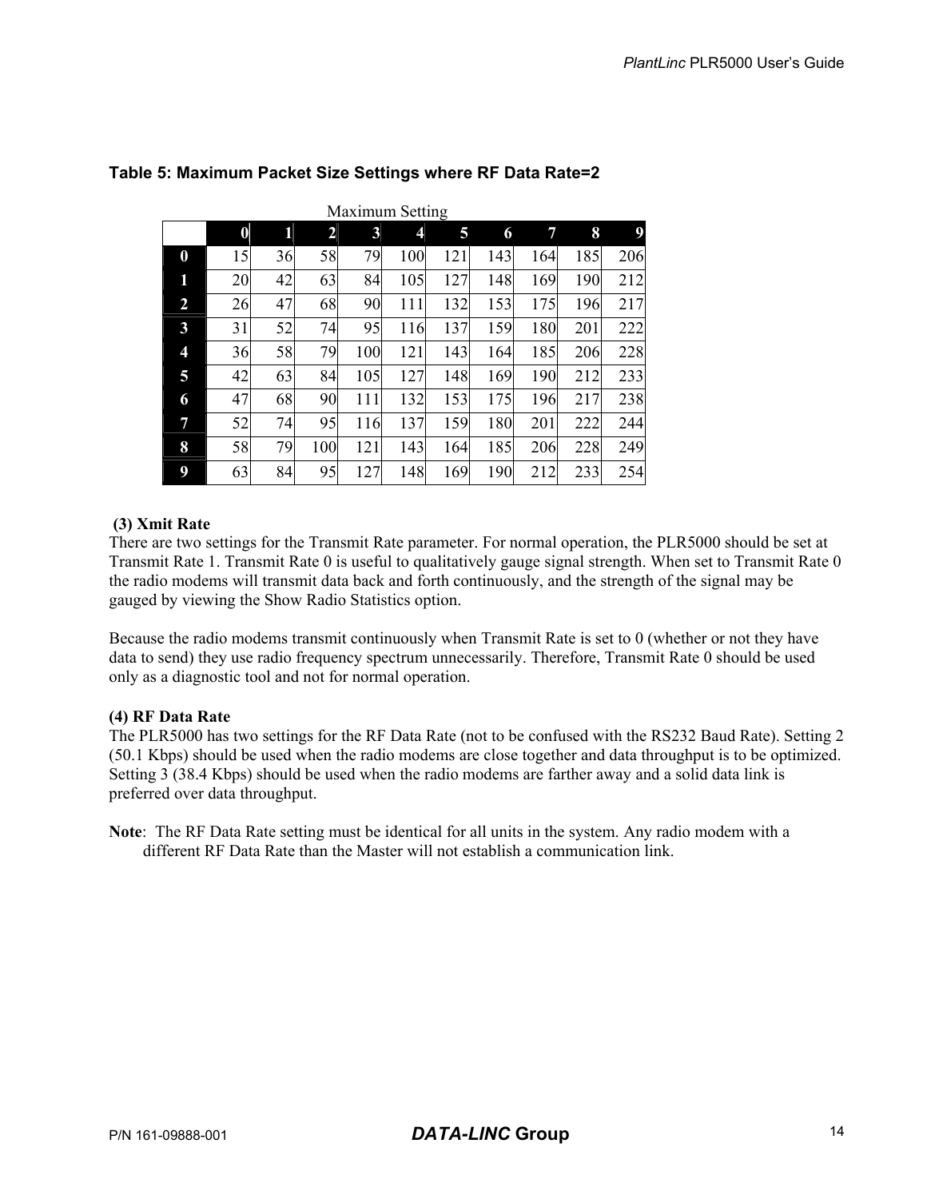**Table 5: Maximum Packet Size Settings where RF Data Rate=2**

| | Maximum Setting | | | | | | | | | |
|---|---|---|---|---|---|---|---|---|---|---|
| | **0** | **1** | **2** | **3** | **4** | **5** | **6** | **7** | **8** | **9** |
| **0** | 15 | 36 | 58 | 79 | 100 | 121 | 143 | 164 | 185 | 206 |
| **1** | 20 | 42 | 63 | 84 | 105 | 127 | 148 | 169 | 190 | 212 |
| **2** | 26 | 47 | 68 | 90 | 111 | 132 | 153 | 175 | 196 | 217 |
| **3** | 31 | 52 | 74 | 95 | 116 | 137 | 159 | 180 | 201 | 222 |
| **4** | 36 | 58 | 79 | 100 | 121 | 143 | 164 | 185 | 206 | 228 |
| **5** | 42 | 63 | 84 | 105 | 127 | 148 | 169 | 190 | 212 | 233 |
| **6** | 47 | 68 | 90 | 111 | 132 | 153 | 175 | 196 | 217 | 238 |
| **7** | 52 | 74 | 95 | 116 | 137 | 159 | 180 | 201 | 222 | 244 |
| **8** | 58 | 79 | 100 | 121 | 143 | 164 | 185 | 206 | 228 | 249 |
| **9** | 63 | 84 | 95 | 127 | 148 | 169 | 190 | 212 | 233 | 254 |

**(3) Xmit Rate**

There are two settings for the Transmit Rate parameter. For normal operation, the PLR5000 should be set at Transmit Rate 1. Transmit Rate 0 is useful to qualitatively gauge signal strength. When set to Transmit Rate 0 the radio modems will transmit data back and forth continuously, and the strength of the signal may be gauged by viewing the Show Radio Statistics option.

Because the radio modems transmit continuously when Transmit Rate is set to 0 (whether or not they have data to send) they use radio frequency spectrum unnecessarily. Therefore, Transmit Rate 0 should be used only as a diagnostic tool and not for normal operation.

**(4) RF Data Rate**

The PLR5000 has two settings for the RF Data Rate (not to be confused with the RS232 Baud Rate). Setting 2 (50.1 Kbps) should be used when the radio modems are close together and data throughput is to be optimized. Setting 3 (38.4 Kbps) should be used when the radio modems are farther away and a solid data link is preferred over data throughput.

**Note**: The RF Data Rate setting must be identical for all units in the system. Any radio modem with a different RF Data Rate than the Master will not establish a communication link.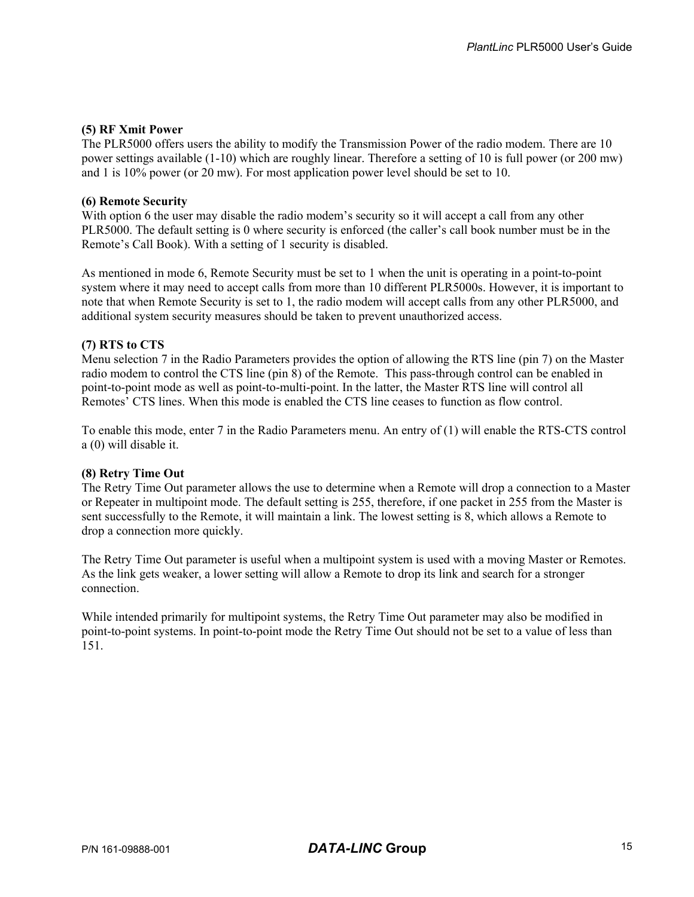**(5) RF Xmit Power**

The PLR5000 offers users the ability to modify the Transmission Power of the radio modem. There are 10 power settings available (1-10) which are roughly linear. Therefore a setting of 10 is full power (or 200 mw) and 1 is 10% power (or 20 mw). For most application power level should be set to 10.

**(6) Remote Security**

With option 6 the user may disable the radio modem's security so it will accept a call from any other PLR5000. The default setting is 0 where security is enforced (the caller's call book number must be in the Remote's Call Book). With a setting of 1 security is disabled.

As mentioned in mode 6, Remote Security must be set to 1 when the unit is operating in a point-to-point system where it may need to accept calls from more than 10 different PLR5000s. However, it is important to note that when Remote Security is set to 1, the radio modem will accept calls from any other PLR5000, and additional system security measures should be taken to prevent unauthorized access.

**(7) RTS to CTS**

Menu selection 7 in the Radio Parameters provides the option of allowing the RTS line (pin 7) on the Master radio modem to control the CTS line (pin 8) of the Remote. This pass-through control can be enabled in point-to-point mode as well as point-to-multi-point. In the latter, the Master RTS line will control all Remotes' CTS lines. When this mode is enabled the CTS line ceases to function as flow control.

To enable this mode, enter 7 in the Radio Parameters menu. An entry of (1) will enable the RTS-CTS control a (0) will disable it.

**(8) Retry Time Out**

The Retry Time Out parameter allows the use to determine when a Remote will drop a connection to a Master or Repeater in multipoint mode. The default setting is 255, therefore, if one packet in 255 from the Master is sent successfully to the Remote, it will maintain a link. The lowest setting is 8, which allows a Remote to drop a connection more quickly.

The Retry Time Out parameter is useful when a multipoint system is used with a moving Master or Remotes. As the link gets weaker, a lower setting will allow a Remote to drop its link and search for a stronger connection.

While intended primarily for multipoint systems, the Retry Time Out parameter may also be modified in point-to-point systems. In point-to-point mode the Retry Time Out should not be set to a value of less than 151.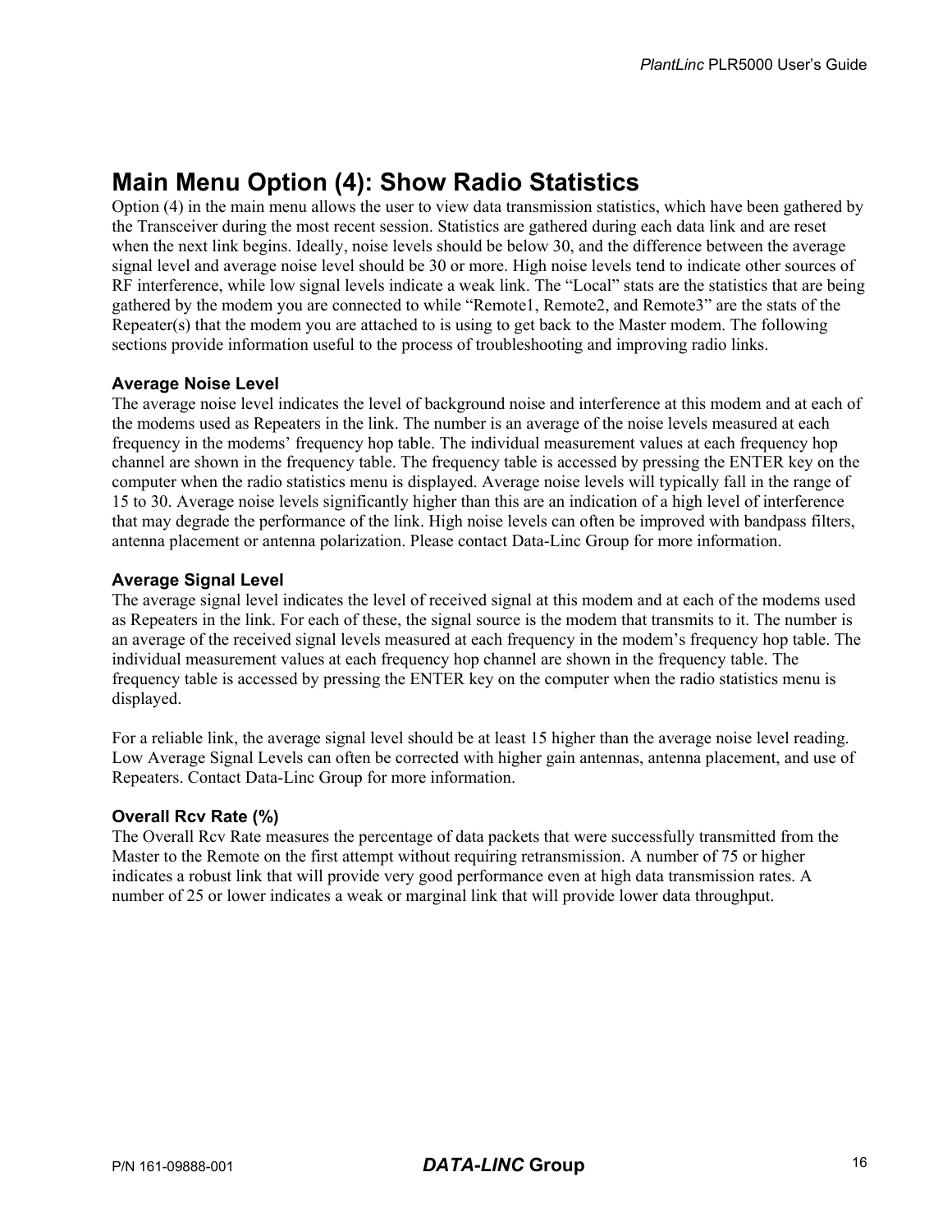## Main Menu Option (4): Show Radio Statistics

Option (4) in the main menu allows the user to view data transmission statistics, which have been gathered by the Transceiver during the most recent session. Statistics are gathered during each data link and are reset when the next link begins. Ideally, noise levels should be below 30, and the difference between the average signal level and average noise level should be 30 or more. High noise levels tend to indicate other sources of RF interference, while low signal levels indicate a weak link. The "Local" stats are the statistics that are being gathered by the modem you are connected to while "Remote1, Remote2, and Remote3" are the stats of the Repeater(s) that the modem you are attached to is using to get back to the Master modem. The following sections provide information useful to the process of troubleshooting and improving radio links.

### Average Noise Level

The average noise level indicates the level of background noise and interference at this modem and at each of the modems used as Repeaters in the link. The number is an average of the noise levels measured at each frequency in the modems' frequency hop table. The individual measurement values at each frequency hop channel are shown in the frequency table. The frequency table is accessed by pressing the ENTER key on the computer when the radio statistics menu is displayed. Average noise levels will typically fall in the range of 15 to 30. Average noise levels significantly higher than this are an indication of a high level of interference that may degrade the performance of the link. High noise levels can often be improved with bandpass filters, antenna placement or antenna polarization. Please contact Data-Linc Group for more information.

### Average Signal Level

The average signal level indicates the level of received signal at this modem and at each of the modems used as Repeaters in the link. For each of these, the signal source is the modem that transmits to it. The number is an average of the received signal levels measured at each frequency in the modem's frequency hop table. The individual measurement values at each frequency hop channel are shown in the frequency table. The frequency table is accessed by pressing the ENTER key on the computer when the radio statistics menu is displayed.

For a reliable link, the average signal level should be at least 15 higher than the average noise level reading. Low Average Signal Levels can often be corrected with higher gain antennas, antenna placement, and use of Repeaters. Contact Data-Linc Group for more information.

### Overall Rcv Rate (%)

The Overall Rcv Rate measures the percentage of data packets that were successfully transmitted from the Master to the Remote on the first attempt without requiring retransmission. A number of 75 or higher indicates a robust link that will provide very good performance even at high data transmission rates. A number of 25 or lower indicates a weak or marginal link that will provide lower data throughput.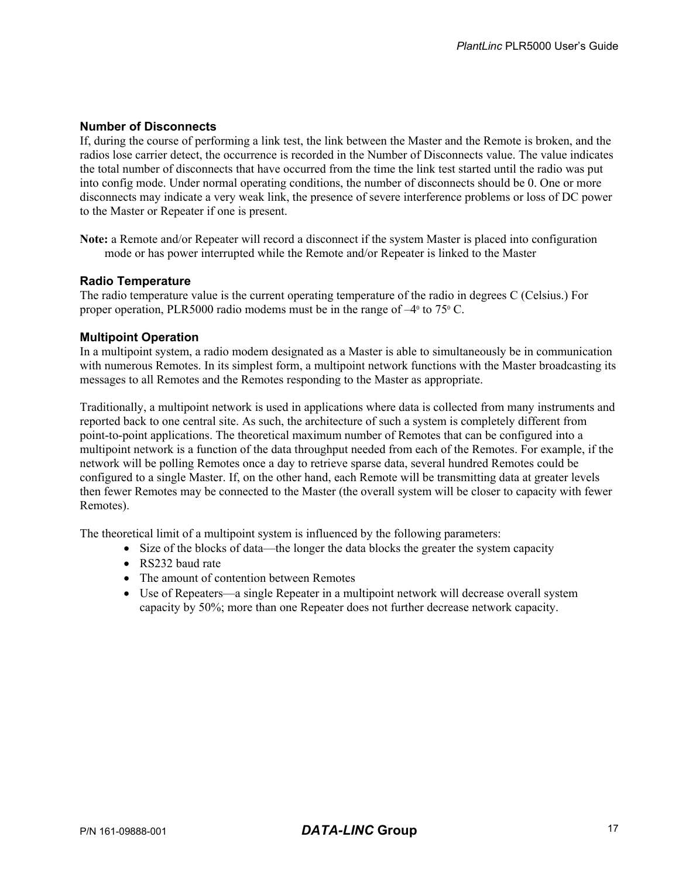### Number of Disconnects

If, during the course of performing a link test, the link between the Master and the Remote is broken, and the radios lose carrier detect, the occurrence is recorded in the Number of Disconnects value. The value indicates the total number of disconnects that have occurred from the time the link test started until the radio was put into config mode. Under normal operating conditions, the number of disconnects should be 0. One or more disconnects may indicate a very weak link, the presence of severe interference problems or loss of DC power to the Master or Repeater if one is present.

**Note:** a Remote and/or Repeater will record a disconnect if the system Master is placed into configuration mode or has power interrupted while the Remote and/or Repeater is linked to the Master

### Radio Temperature

The radio temperature value is the current operating temperature of the radio in degrees C (Celsius.) For proper operation, PLR5000 radio modems must be in the range of $-4^0$ to $75^0$ C.

### Multipoint Operation

In a multipoint system, a radio modem designated as a Master is able to simultaneously be in communication with numerous Remotes. In its simplest form, a multipoint network functions with the Master broadcasting its messages to all Remotes and the Remotes responding to the Master as appropriate.

Traditionally, a multipoint network is used in applications where data is collected from many instruments and reported back to one central site. As such, the architecture of such a system is completely different from point-to-point applications. The theoretical maximum number of Remotes that can be configured into a multipoint network is a function of the data throughput needed from each of the Remotes. For example, if the network will be polling Remotes once a day to retrieve sparse data, several hundred Remotes could be configured to a single Master. If, on the other hand, each Remote will be transmitting data at greater levels then fewer Remotes may be connected to the Master (the overall system will be closer to capacity with fewer Remotes).

The theoretical limit of a multipoint system is influenced by the following parameters:

- Size of the blocks of data—the longer the data blocks the greater the system capacity
- RS232 baud rate
- The amount of contention between Remotes
- Use of Repeaters—a single Repeater in a multipoint network will decrease overall system capacity by 50%; more than one Repeater does not further decrease network capacity.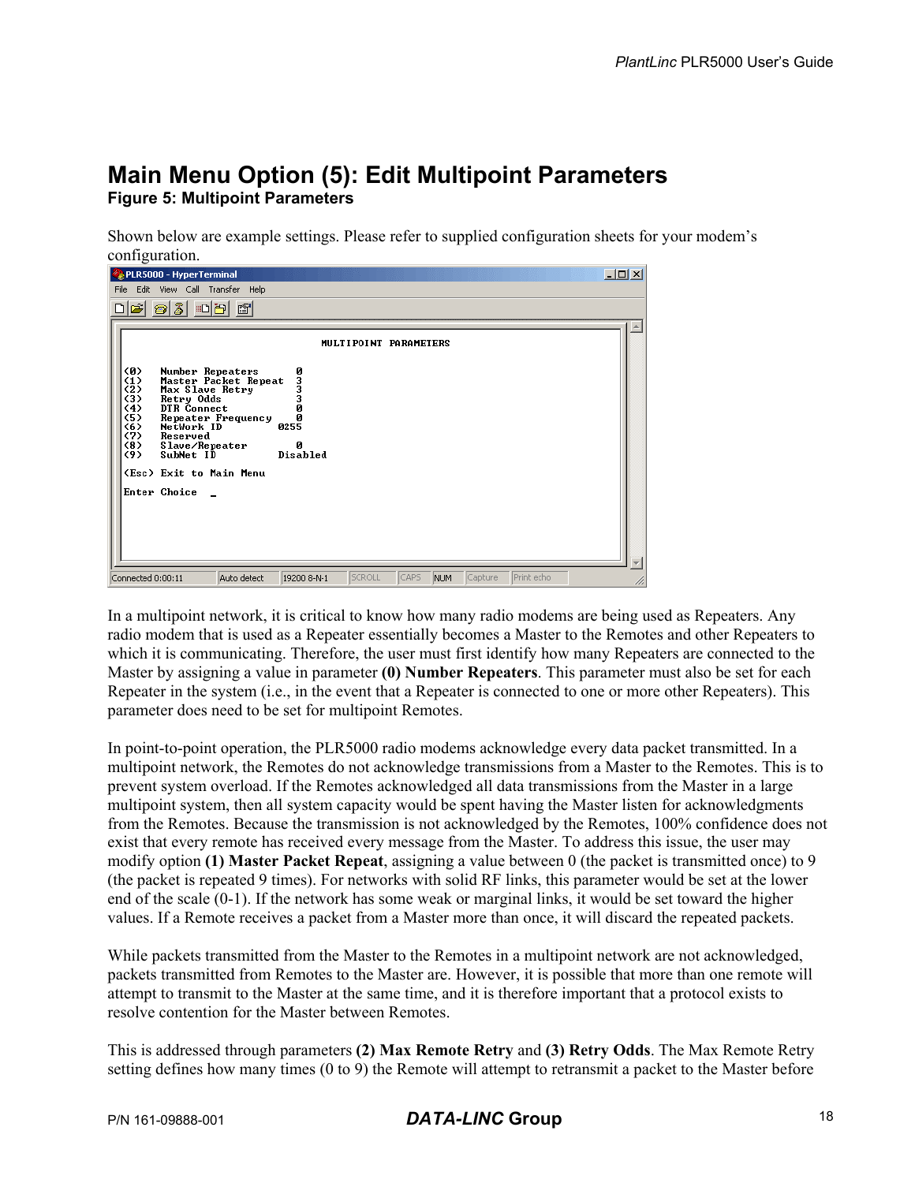# Main Menu Option (5): Edit Multipoint Parameters

**Figure 5: Multipoint Parameters**

Shown below are example settings. Please refer to supplied configuration sheets for your modem's configuration.

```
PLR5000 - HyperTerminal
File  Edit  View  Call  Transfer  Help

                          MULTIPOINT PARAMETERS

(0)   Number Repeaters      0
(1)   Master Packet Repeat  3
(2)   Max Slave Retry       3
(3)   Retry Odds            3
(4)   DTR Connect           0
(5)   Repeater Frequency    0
(6)   NetWork ID         0255
(7)   Reserved
(8)   Slave/Repeater        0
(9)   SubNet ID          Disabled

(Esc) Exit to Main Menu

Enter Choice  _

Connected 0:00:11   Auto detect   19200 8-N-1   SCROLL   CAPS   NUM   Capture   Print echo
```

In a multipoint network, it is critical to know how many radio modems are being used as Repeaters. Any radio modem that is used as a Repeater essentially becomes a Master to the Remotes and other Repeaters to which it is communicating. Therefore, the user must first identify how many Repeaters are connected to the Master by assigning a value in parameter **(0) Number Repeaters**. This parameter must also be set for each Repeater in the system (i.e., in the event that a Repeater is connected to one or more other Repeaters). This parameter does need to be set for multipoint Remotes.

In point-to-point operation, the PLR5000 radio modems acknowledge every data packet transmitted. In a multipoint network, the Remotes do not acknowledge transmissions from a Master to the Remotes. This is to prevent system overload. If the Remotes acknowledged all data transmissions from the Master in a large multipoint system, then all system capacity would be spent having the Master listen for acknowledgments from the Remotes. Because the transmission is not acknowledged by the Remotes, 100% confidence does not exist that every remote has received every message from the Master. To address this issue, the user may modify option **(1) Master Packet Repeat**, assigning a value between 0 (the packet is transmitted once) to 9 (the packet is repeated 9 times). For networks with solid RF links, this parameter would be set at the lower end of the scale (0-1). If the network has some weak or marginal links, it would be set toward the higher values. If a Remote receives a packet from a Master more than once, it will discard the repeated packets.

While packets transmitted from the Master to the Remotes in a multipoint network are not acknowledged, packets transmitted from Remotes to the Master are. However, it is possible that more than one remote will attempt to transmit to the Master at the same time, and it is therefore important that a protocol exists to resolve contention for the Master between Remotes.

This is addressed through parameters **(2) Max Remote Retry** and **(3) Retry Odds**. The Max Remote Retry setting defines how many times (0 to 9) the Remote will attempt to retransmit a packet to the Master before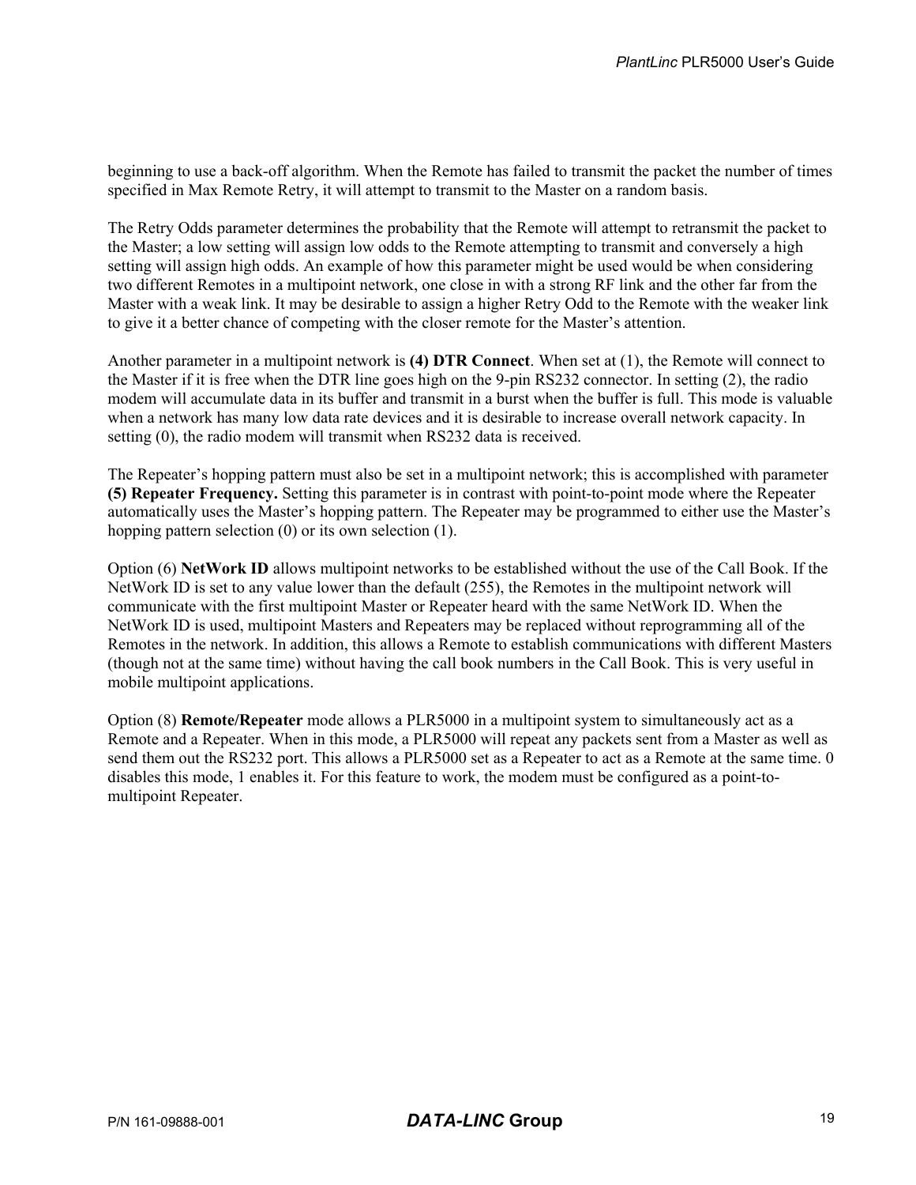beginning to use a back-off algorithm. When the Remote has failed to transmit the packet the number of times specified in Max Remote Retry, it will attempt to transmit to the Master on a random basis.

The Retry Odds parameter determines the probability that the Remote will attempt to retransmit the packet to the Master; a low setting will assign low odds to the Remote attempting to transmit and conversely a high setting will assign high odds. An example of how this parameter might be used would be when considering two different Remotes in a multipoint network, one close in with a strong RF link and the other far from the Master with a weak link. It may be desirable to assign a higher Retry Odd to the Remote with the weaker link to give it a better chance of competing with the closer remote for the Master's attention.

Another parameter in a multipoint network is **(4) DTR Connect**. When set at (1), the Remote will connect to the Master if it is free when the DTR line goes high on the 9-pin RS232 connector. In setting (2), the radio modem will accumulate data in its buffer and transmit in a burst when the buffer is full. This mode is valuable when a network has many low data rate devices and it is desirable to increase overall network capacity. In setting (0), the radio modem will transmit when RS232 data is received.

The Repeater's hopping pattern must also be set in a multipoint network; this is accomplished with parameter **(5) Repeater Frequency.** Setting this parameter is in contrast with point-to-point mode where the Repeater automatically uses the Master's hopping pattern. The Repeater may be programmed to either use the Master's hopping pattern selection (0) or its own selection (1).

Option (6) **NetWork ID** allows multipoint networks to be established without the use of the Call Book. If the NetWork ID is set to any value lower than the default (255), the Remotes in the multipoint network will communicate with the first multipoint Master or Repeater heard with the same NetWork ID. When the NetWork ID is used, multipoint Masters and Repeaters may be replaced without reprogramming all of the Remotes in the network. In addition, this allows a Remote to establish communications with different Masters (though not at the same time) without having the call book numbers in the Call Book. This is very useful in mobile multipoint applications.

Option (8) **Remote/Repeater** mode allows a PLR5000 in a multipoint system to simultaneously act as a Remote and a Repeater. When in this mode, a PLR5000 will repeat any packets sent from a Master as well as send them out the RS232 port. This allows a PLR5000 set as a Repeater to act as a Remote at the same time. 0 disables this mode, 1 enables it. For this feature to work, the modem must be configured as a point-to-multipoint Repeater.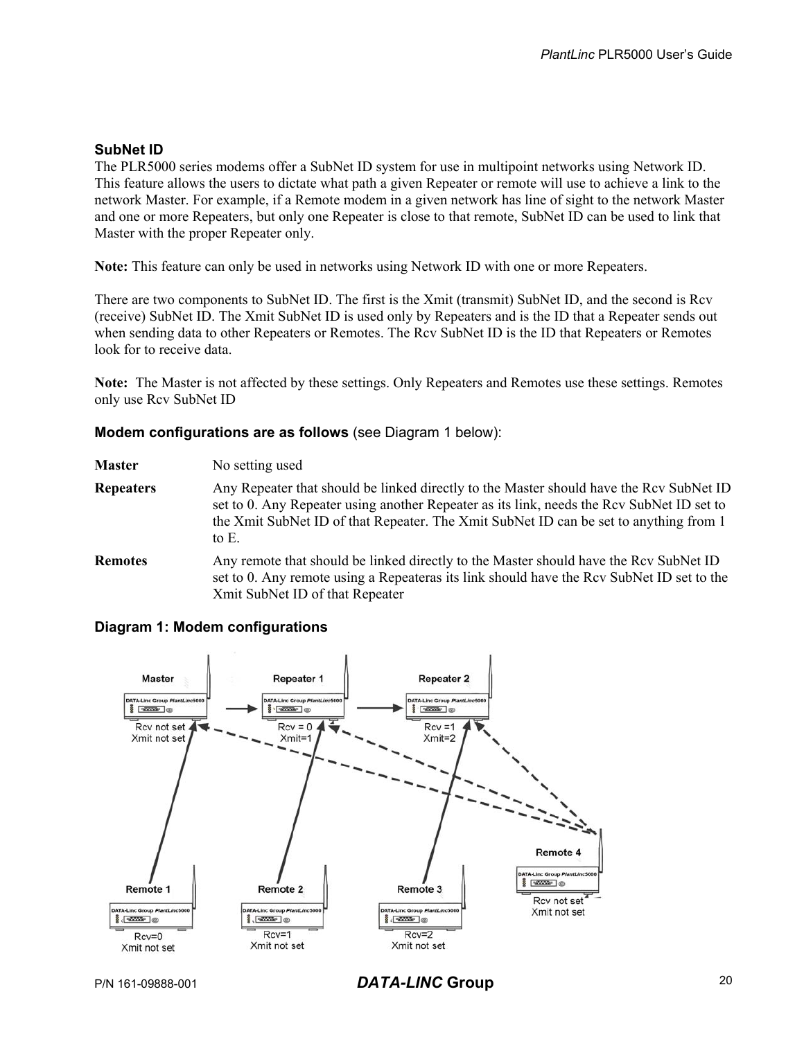### SubNet ID

The PLR5000 series modems offer a SubNet ID system for use in multipoint networks using Network ID. This feature allows the users to dictate what path a given Repeater or remote will use to achieve a link to the network Master. For example, if a Remote modem in a given network has line of sight to the network Master and one or more Repeaters, but only one Repeater is close to that remote, SubNet ID can be used to link that Master with the proper Repeater only.

**Note:** This feature can only be used in networks using Network ID with one or more Repeaters.

There are two components to SubNet ID. The first is the Xmit (transmit) SubNet ID, and the second is Rcv (receive) SubNet ID. The Xmit SubNet ID is used only by Repeaters and is the ID that a Repeater sends out when sending data to other Repeaters or Remotes. The Rcv SubNet ID is the ID that Repeaters or Remotes look for to receive data.

**Note:** The Master is not affected by these settings. Only Repeaters and Remotes use these settings. Remotes only use Rcv SubNet ID

#### Modem configurations are as follows (see Diagram 1 below):

| | |
|---|---|
| **Master** | No setting used |
| **Repeaters** | Any Repeater that should be linked directly to the Master should have the Rcv SubNet ID set to 0. Any Repeater using another Repeater as its link, needs the Rcv SubNet ID set to the Xmit SubNet ID of that Repeater. The Xmit SubNet ID can be set to anything from 1 to E. |
| **Remotes** | Any remote that should be linked directly to the Master should have the Rcv SubNet ID set to 0. Any remote using a Repeateras its link should have the Rcv SubNet ID set to the Xmit SubNet ID of that Repeater |

#### Diagram 1: Modem configurations

Master: Rcv not set, Xmit not set
Repeater 1: Rcv = 0, Xmit=1
Repeater 2: Rcv =1, Xmit=2
Remote 1: Rcv=0, Xmit not set
Remote 2: Rcv=1, Xmit not set
Remote 3: Rcv=2, Xmit not set
Remote 4: Rcv not set, Xmit not set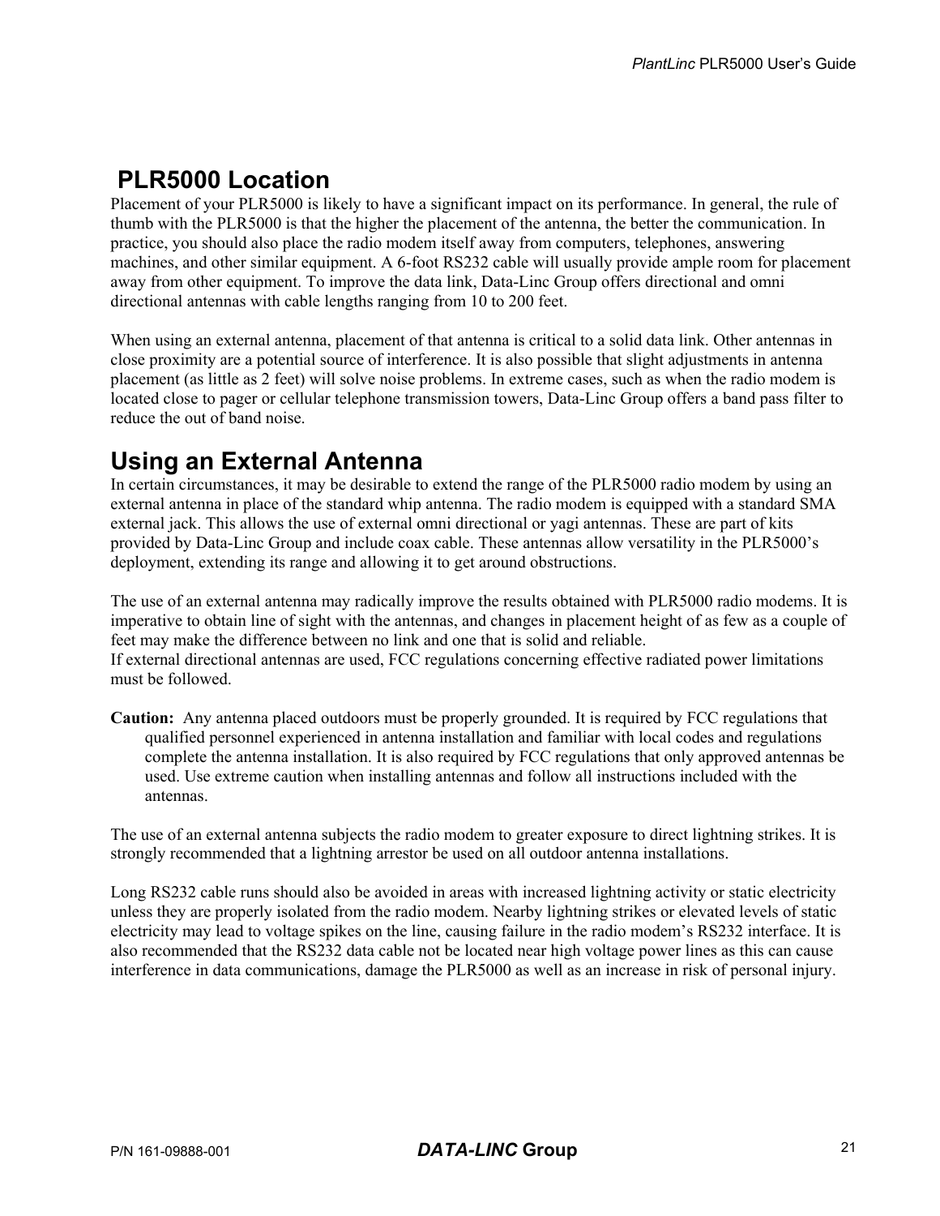## PLR5000 Location

Placement of your PLR5000 is likely to have a significant impact on its performance. In general, the rule of thumb with the PLR5000 is that the higher the placement of the antenna, the better the communication. In practice, you should also place the radio modem itself away from computers, telephones, answering machines, and other similar equipment. A 6-foot RS232 cable will usually provide ample room for placement away from other equipment. To improve the data link, Data-Linc Group offers directional and omni directional antennas with cable lengths ranging from 10 to 200 feet.

When using an external antenna, placement of that antenna is critical to a solid data link. Other antennas in close proximity are a potential source of interference. It is also possible that slight adjustments in antenna placement (as little as 2 feet) will solve noise problems. In extreme cases, such as when the radio modem is located close to pager or cellular telephone transmission towers, Data-Linc Group offers a band pass filter to reduce the out of band noise.

## Using an External Antenna

In certain circumstances, it may be desirable to extend the range of the PLR5000 radio modem by using an external antenna in place of the standard whip antenna. The radio modem is equipped with a standard SMA external jack. This allows the use of external omni directional or yagi antennas. These are part of kits provided by Data-Linc Group and include coax cable. These antennas allow versatility in the PLR5000's deployment, extending its range and allowing it to get around obstructions.

The use of an external antenna may radically improve the results obtained with PLR5000 radio modems. It is imperative to obtain line of sight with the antennas, and changes in placement height of as few as a couple of feet may make the difference between no link and one that is solid and reliable.
If external directional antennas are used, FCC regulations concerning effective radiated power limitations must be followed.

**Caution:** Any antenna placed outdoors must be properly grounded. It is required by FCC regulations that qualified personnel experienced in antenna installation and familiar with local codes and regulations complete the antenna installation. It is also required by FCC regulations that only approved antennas be used. Use extreme caution when installing antennas and follow all instructions included with the antennas.

The use of an external antenna subjects the radio modem to greater exposure to direct lightning strikes. It is strongly recommended that a lightning arrestor be used on all outdoor antenna installations.

Long RS232 cable runs should also be avoided in areas with increased lightning activity or static electricity unless they are properly isolated from the radio modem. Nearby lightning strikes or elevated levels of static electricity may lead to voltage spikes on the line, causing failure in the radio modem's RS232 interface. It is also recommended that the RS232 data cable not be located near high voltage power lines as this can cause interference in data communications, damage the PLR5000 as well as an increase in risk of personal injury.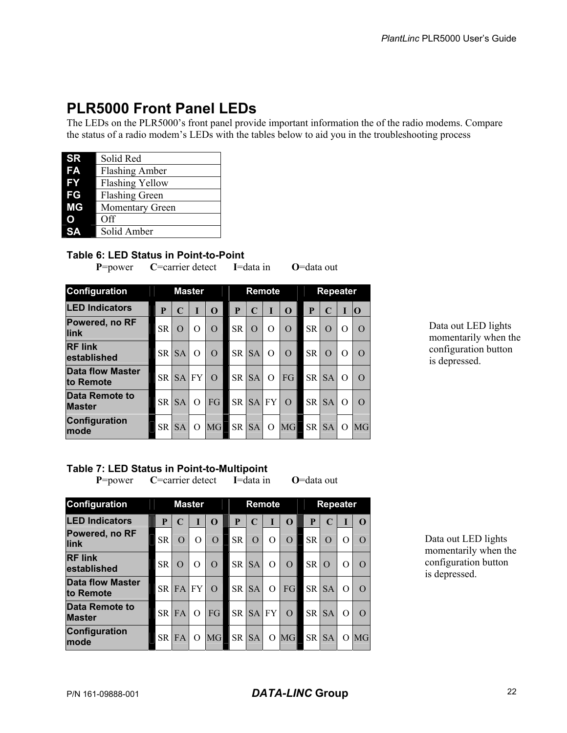# PLR5000 Front Panel LEDs

The LEDs on the PLR5000's front panel provide important information the of the radio modems. Compare the status of a radio modem's LEDs with the tables below to aid you in the troubleshooting process

| | |
|---|---|
| **SR** | Solid Red |
| **FA** | Flashing Amber |
| **FY** | Flashing Yellow |
| **FG** | Flashing Green |
| **MG** | Momentary Green |
| **O** | Off |
| **SA** | Solid Amber |

**Table 6: LED Status in Point-to-Point**

**P**=power **C**=carrier detect **I**=data in **O**=data out

| Configuration | Master | | | | Remote | | | | Repeater | | | |
|---|---|---|---|---|---|---|---|---|---|---|---|---|
| **LED Indicators** | **P** | **C** | **I** | **O** | **P** | **C** | **I** | **O** | **P** | **C** | **I** | **O** |
| **Powered, no RF link** | SR | O | O | O | SR | O | O | O | SR | O | O | O |
| **RF link established** | SR | SA | O | O | SR | SA | O | O | SR | O | O | O |
| **Data flow Master to Remote** | SR | SA | FY | O | SR | SA | O | FG | SR | SA | O | O |
| **Data Remote to Master** | SR | SA | O | FG | SR | SA | FY | O | SR | SA | O | O |
| **Configuration mode** | SR | SA | O | MG | SR | SA | O | MG | SR | SA | O | MG |

Data out LED lights momentarily when the configuration button is depressed.

**Table 7: LED Status in Point-to-Multipoint**

**P**=power **C**=carrier detect **I**=data in **O**=data out

| Configuration | Master | | | | Remote | | | | Repeater | | | |
|---|---|---|---|---|---|---|---|---|---|---|---|---|
| **LED Indicators** | **P** | **C** | **I** | **O** | **P** | **C** | **I** | **O** | **P** | **C** | **I** | **O** |
| **Powered, no RF link** | SR | O | O | O | SR | O | O | O | SR | O | O | O |
| **RF link established** | SR | O | O | O | SR | SA | O | O | SR | O | O | O |
| **Data flow Master to Remote** | SR | FA | FY | O | SR | SA | O | FG | SR | SA | O | O |
| **Data Remote to Master** | SR | FA | O | FG | SR | SA | FY | O | SR | SA | O | O |
| **Configuration mode** | SR | FA | O | MG | SR | SA | O | MG | SR | SA | O | MG |

Data out LED lights momentarily when the configuration button is depressed.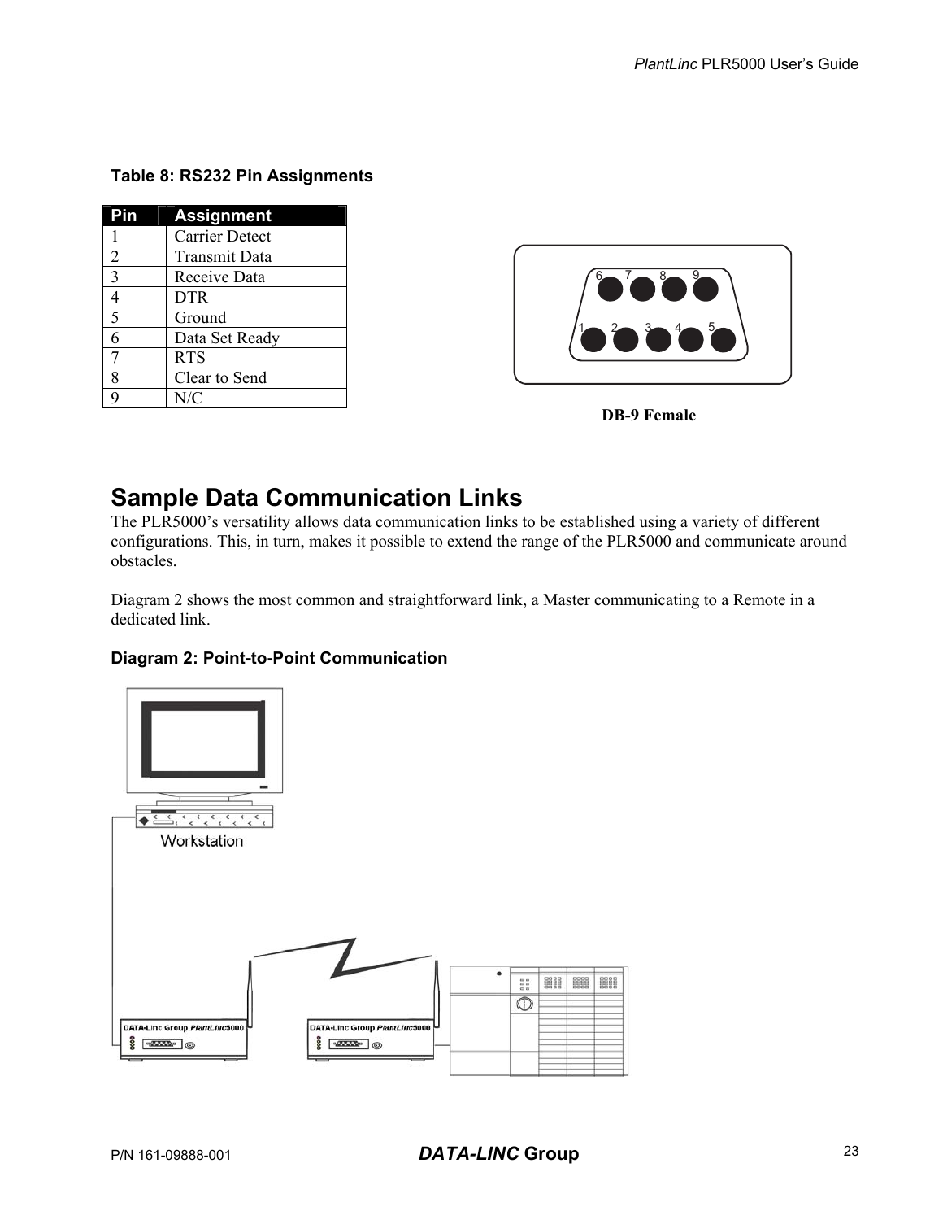**Table 8: RS232 Pin Assignments**

| Pin | Assignment |
|---|---|
| 1 | Carrier Detect |
| 2 | Transmit Data |
| 3 | Receive Data |
| 4 | DTR |
| 5 | Ground |
| 6 | Data Set Ready |
| 7 | RTS |
| 8 | Clear to Send |
| 9 | N/C |

**DB-9 Female**

# Sample Data Communication Links

The PLR5000's versatility allows data communication links to be established using a variety of different configurations. This, in turn, makes it possible to extend the range of the PLR5000 and communicate around obstacles.

Diagram 2 shows the most common and straightforward link, a Master communicating to a Remote in a dedicated link.

**Diagram 2: Point-to-Point Communication**

Workstation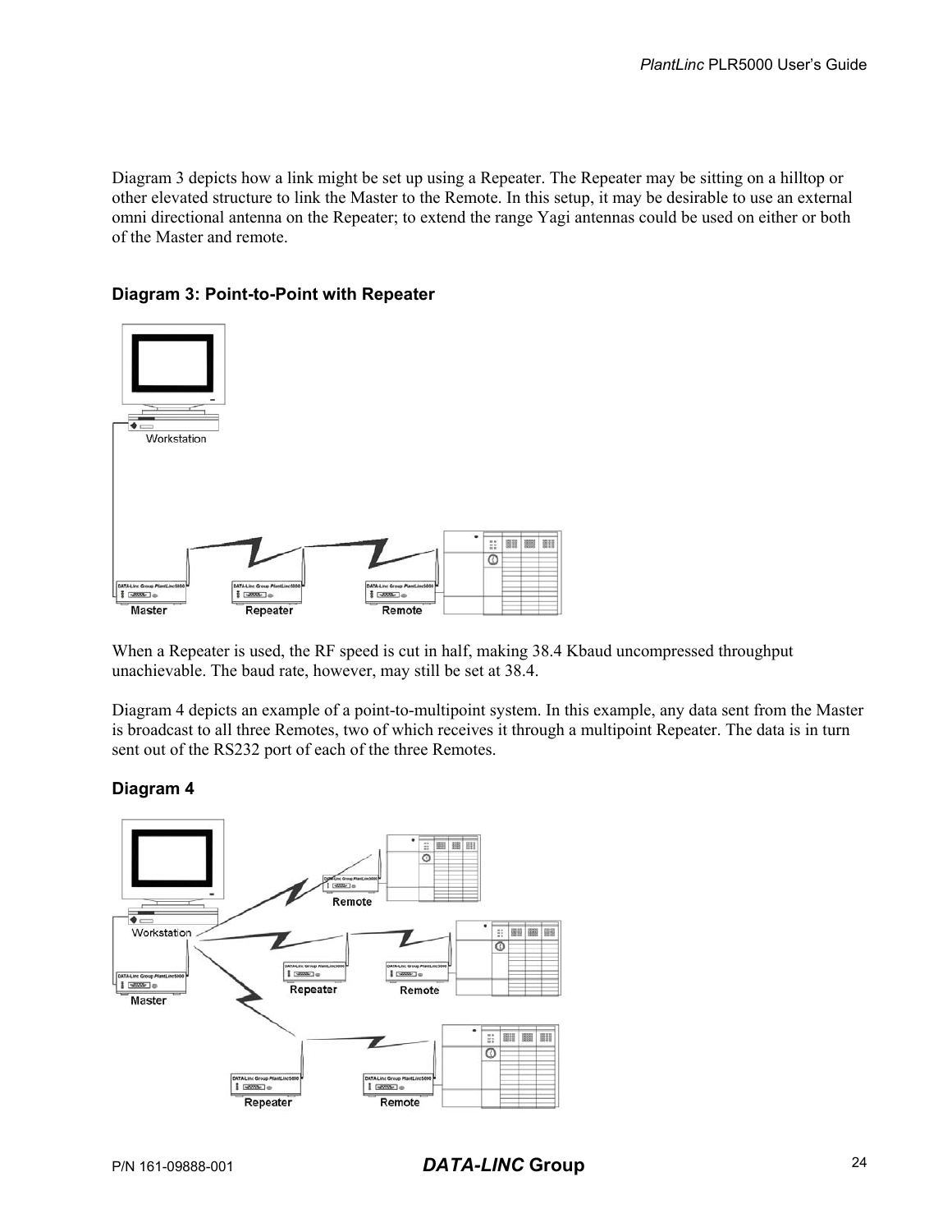Diagram 3 depicts how a link might be set up using a Repeater. The Repeater may be sitting on a hilltop or other elevated structure to link the Master to the Remote. In this setup, it may be desirable to use an external omni directional antenna on the Repeater; to extend the range Yagi antennas could be used on either or both of the Master and remote.

### Diagram 3: Point-to-Point with Repeater

When a Repeater is used, the RF speed is cut in half, making 38.4 Kbaud uncompressed throughput unachievable. The baud rate, however, may still be set at 38.4.

Diagram 4 depicts an example of a point-to-multipoint system. In this example, any data sent from the Master is broadcast to all three Remotes, two of which receives it through a multipoint Repeater. The data is in turn sent out of the RS232 port of each of the three Remotes.

### Diagram 4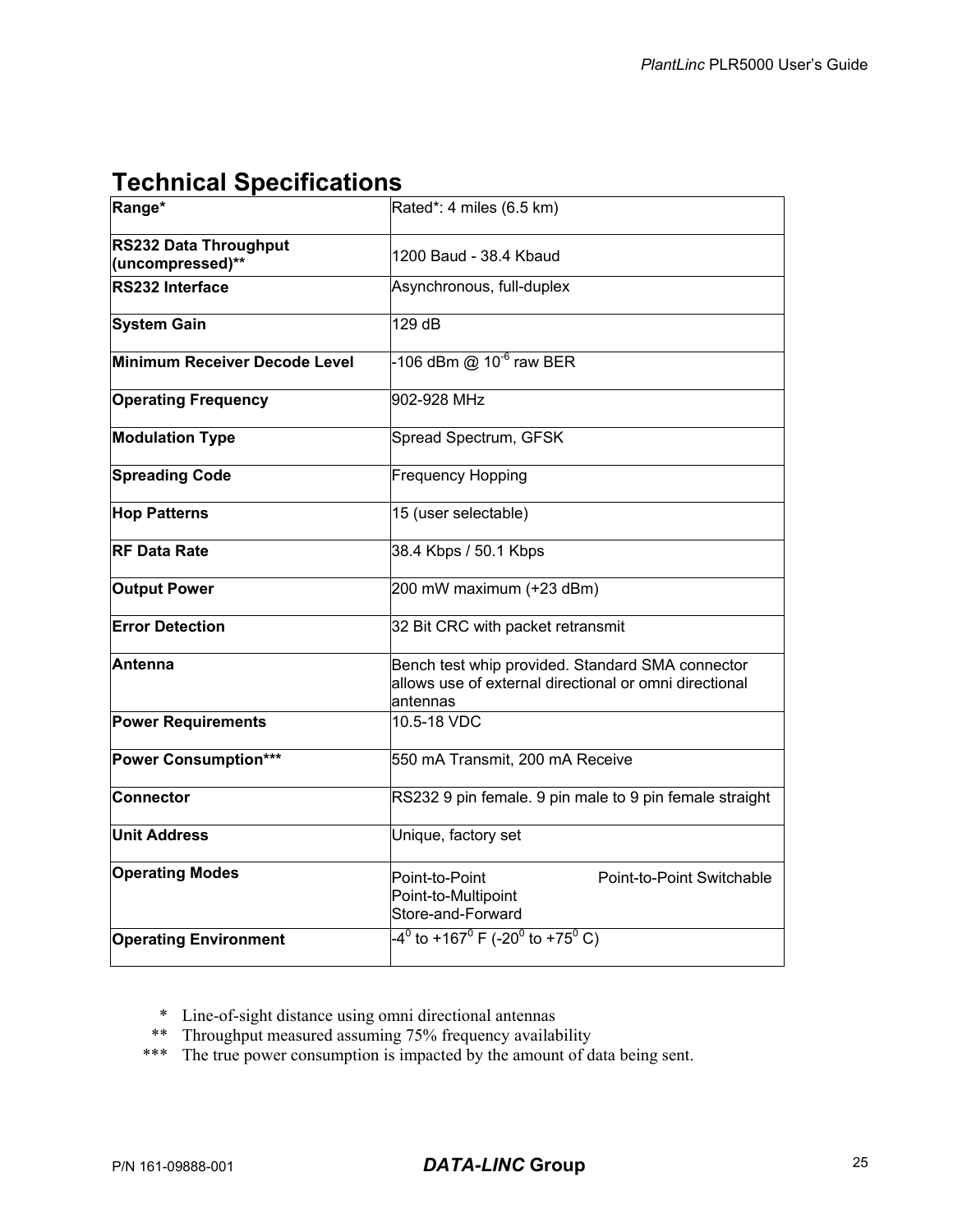# Technical Specifications

| | |
|---|---|
| **Range*** | Rated*: 4 miles (6.5 km) |
| **RS232 Data Throughput (uncompressed)**** | 1200 Baud - 38.4 Kbaud |
| **RS232 Interface** | Asynchronous, full-duplex |
| **System Gain** | 129 dB |
| **Minimum Receiver Decode Level** | -106 dBm @ $10^{-6}$ raw BER |
| **Operating Frequency** | 902-928 MHz |
| **Modulation Type** | Spread Spectrum, GFSK |
| **Spreading Code** | Frequency Hopping |
| **Hop Patterns** | 15 (user selectable) |
| **RF Data Rate** | 38.4 Kbps / 50.1 Kbps |
| **Output Power** | 200 mW maximum (+23 dBm) |
| **Error Detection** | 32 Bit CRC with packet retransmit |
| **Antenna** | Bench test whip provided. Standard SMA connector allows use of external directional or omni directional antennas |
| **Power Requirements** | 10.5-18 VDC |
| **Power Consumption***** | 550 mA Transmit, 200 mA Receive |
| **Connector** | RS232 9 pin female. 9 pin male to 9 pin female straight |
| **Unit Address** | Unique, factory set |
| **Operating Modes** | Point-to-Point<br>Point-to-Point Switchable<br>Point-to-Multipoint<br>Store-and-Forward |
| **Operating Environment** | $-4^0$ to $+167^0$ F ($-20^0$ to $+75^0$ C) |

\* Line-of-sight distance using omni directional antennas

\** Throughput measured assuming 75% frequency availability

\*** The true power consumption is impacted by the amount of data being sent.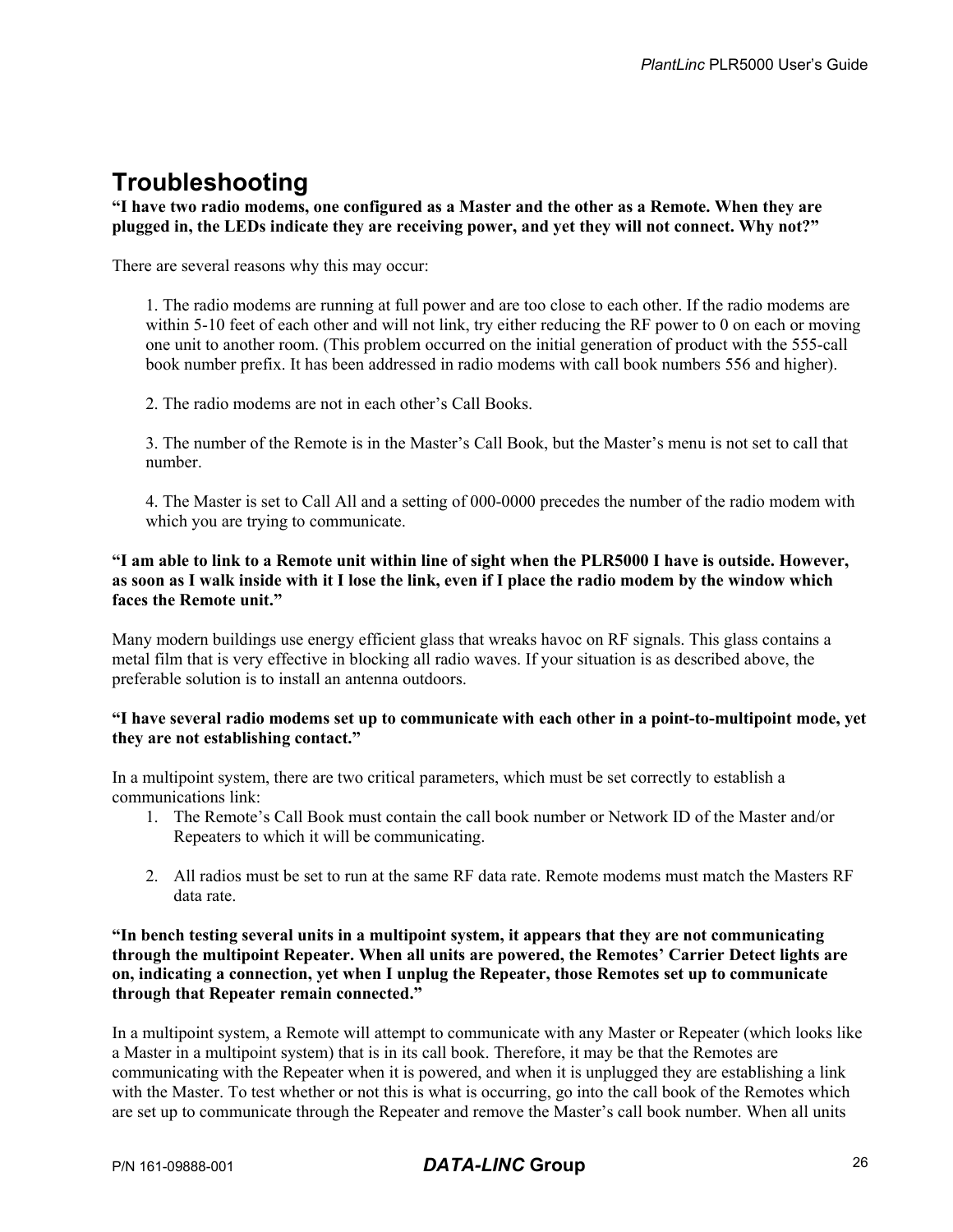# Troubleshooting

**"I have two radio modems, one configured as a Master and the other as a Remote. When they are plugged in, the LEDs indicate they are receiving power, and yet they will not connect. Why not?"**

There are several reasons why this may occur:

1. The radio modems are running at full power and are too close to each other. If the radio modems are within 5-10 feet of each other and will not link, try either reducing the RF power to 0 on each or moving one unit to another room. (This problem occurred on the initial generation of product with the 555-call book number prefix. It has been addressed in radio modems with call book numbers 556 and higher).

2. The radio modems are not in each other's Call Books.

3. The number of the Remote is in the Master's Call Book, but the Master's menu is not set to call that number.

4. The Master is set to Call All and a setting of 000-0000 precedes the number of the radio modem with which you are trying to communicate.

**"I am able to link to a Remote unit within line of sight when the PLR5000 I have is outside. However, as soon as I walk inside with it I lose the link, even if I place the radio modem by the window which faces the Remote unit."**

Many modern buildings use energy efficient glass that wreaks havoc on RF signals. This glass contains a metal film that is very effective in blocking all radio waves. If your situation is as described above, the preferable solution is to install an antenna outdoors.

**"I have several radio modems set up to communicate with each other in a point-to-multipoint mode, yet they are not establishing contact."**

In a multipoint system, there are two critical parameters, which must be set correctly to establish a communications link:

1. The Remote's Call Book must contain the call book number or Network ID of the Master and/or Repeaters to which it will be communicating.

2. All radios must be set to run at the same RF data rate. Remote modems must match the Masters RF data rate.

**"In bench testing several units in a multipoint system, it appears that they are not communicating through the multipoint Repeater. When all units are powered, the Remotes' Carrier Detect lights are on, indicating a connection, yet when I unplug the Repeater, those Remotes set up to communicate through that Repeater remain connected."**

In a multipoint system, a Remote will attempt to communicate with any Master or Repeater (which looks like a Master in a multipoint system) that is in its call book. Therefore, it may be that the Remotes are communicating with the Repeater when it is powered, and when it is unplugged they are establishing a link with the Master. To test whether or not this is what is occurring, go into the call book of the Remotes which are set up to communicate through the Repeater and remove the Master's call book number. When all units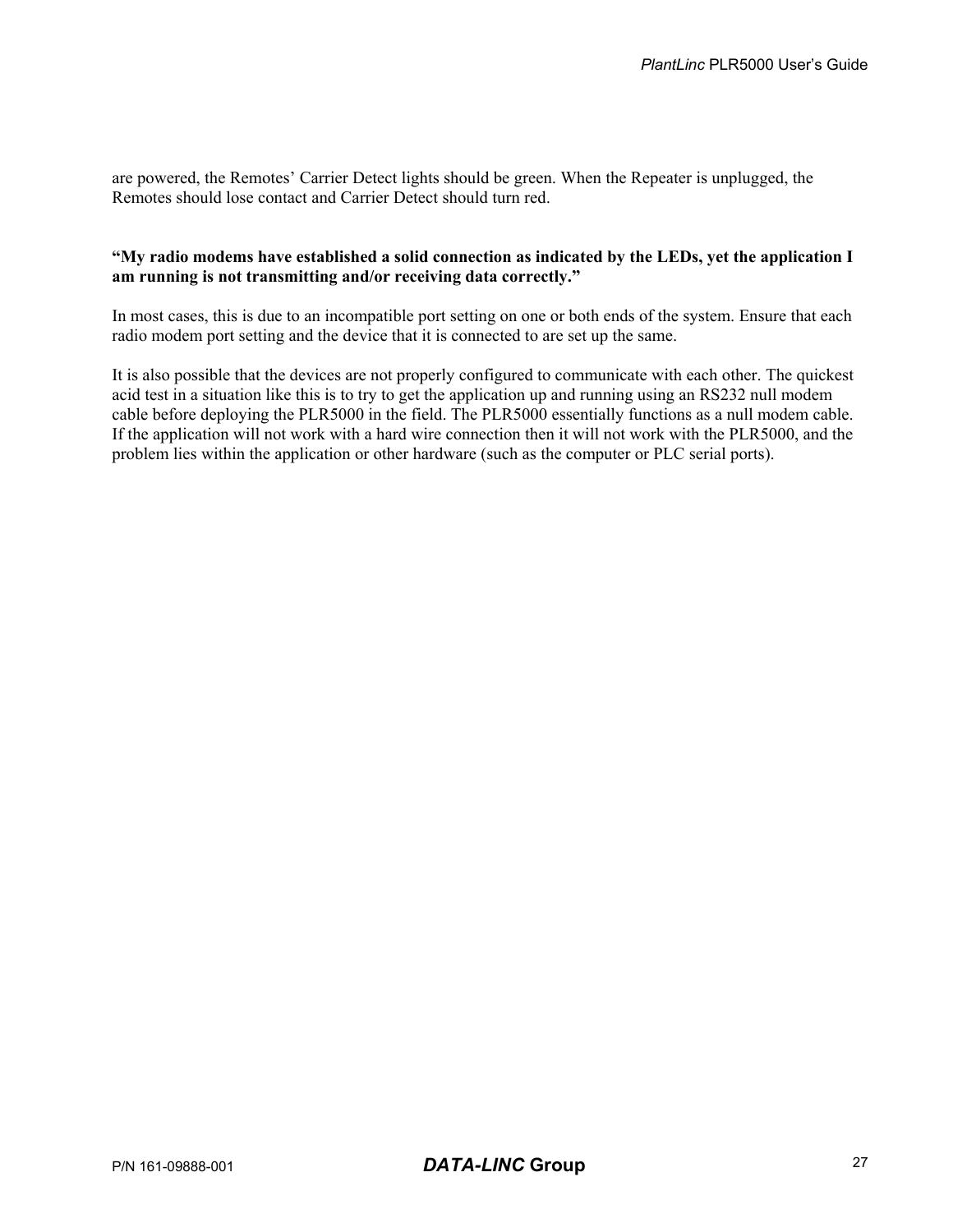are powered, the Remotes' Carrier Detect lights should be green. When the Repeater is unplugged, the Remotes should lose contact and Carrier Detect should turn red.

**"My radio modems have established a solid connection as indicated by the LEDs, yet the application I am running is not transmitting and/or receiving data correctly."**

In most cases, this is due to an incompatible port setting on one or both ends of the system. Ensure that each radio modem port setting and the device that it is connected to are set up the same.

It is also possible that the devices are not properly configured to communicate with each other. The quickest acid test in a situation like this is to try to get the application up and running using an RS232 null modem cable before deploying the PLR5000 in the field. The PLR5000 essentially functions as a null modem cable. If the application will not work with a hard wire connection then it will not work with the PLR5000, and the problem lies within the application or other hardware (such as the computer or PLC serial ports).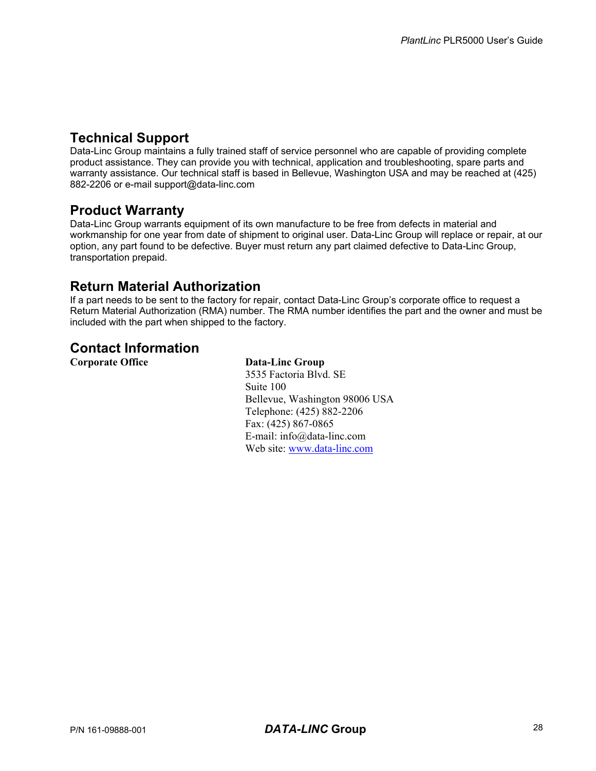## Technical Support

Data-Linc Group maintains a fully trained staff of service personnel who are capable of providing complete product assistance. They can provide you with technical, application and troubleshooting, spare parts and warranty assistance. Our technical staff is based in Bellevue, Washington USA and may be reached at (425) 882-2206 or e-mail support@data-linc.com

## Product Warranty

Data-Linc Group warrants equipment of its own manufacture to be free from defects in material and workmanship for one year from date of shipment to original user. Data-Linc Group will replace or repair, at our option, any part found to be defective. Buyer must return any part claimed defective to Data-Linc Group, transportation prepaid.

## Return Material Authorization

If a part needs to be sent to the factory for repair, contact Data-Linc Group's corporate office to request a Return Material Authorization (RMA) number. The RMA number identifies the part and the owner and must be included with the part when shipped to the factory.

## Contact Information

**Corporate Office**

**Data-Linc Group**
3535 Factoria Blvd. SE
Suite 100
Bellevue, Washington 98006 USA
Telephone: (425) 882-2206
Fax: (425) 867-0865
E-mail: info@data-linc.com
Web site: www.data-linc.com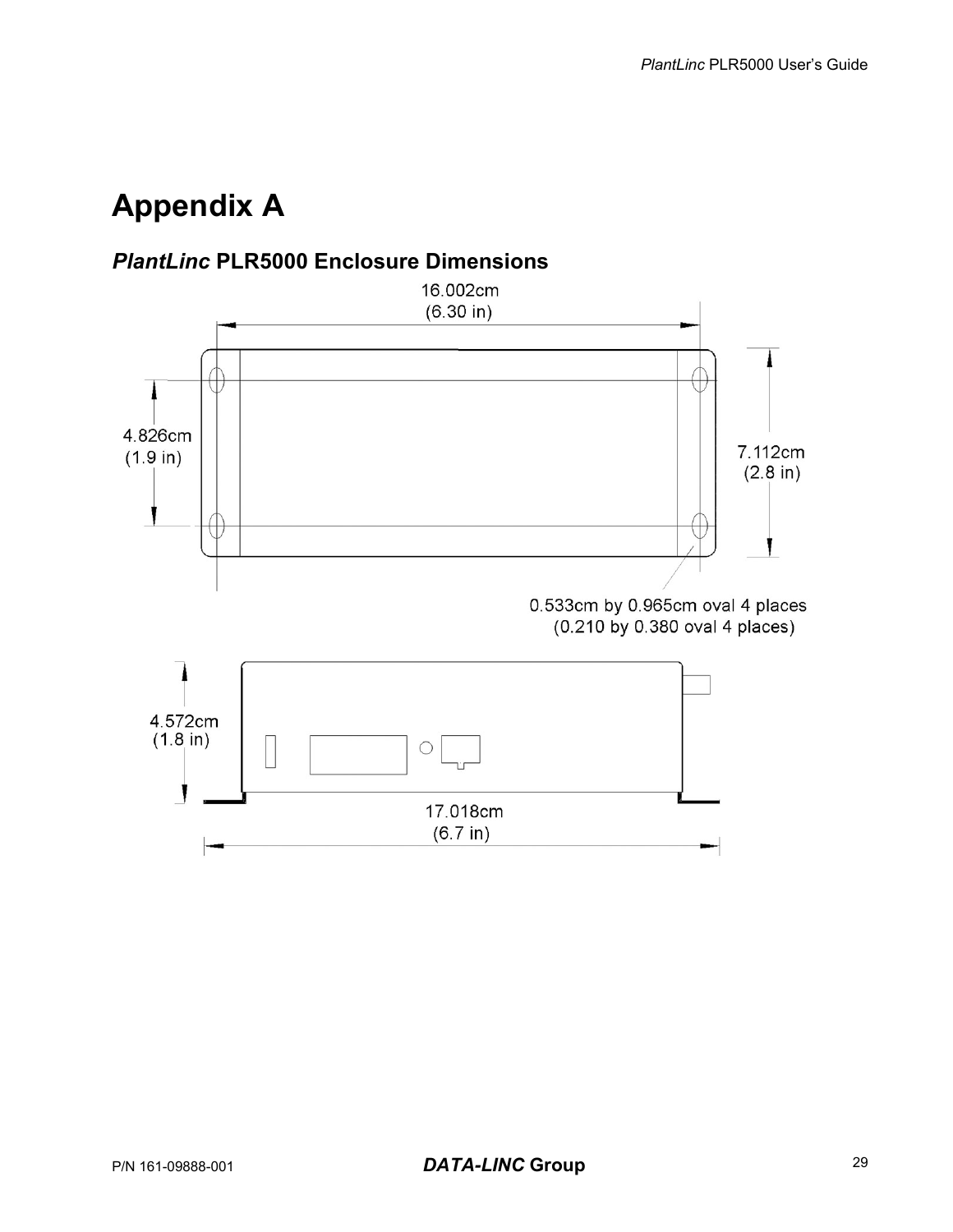# Appendix A

## *PlantLinc* PLR5000 Enclosure Dimensions

16.002cm
(6.30 in)

4.826cm
(1.9 in)

7.112cm
(2.8 in)

0.533cm by 0.965cm oval 4 places
(0.210 by 0.380 oval 4 places)

4.572cm
(1.8 in)

17.018cm
(6.7 in)